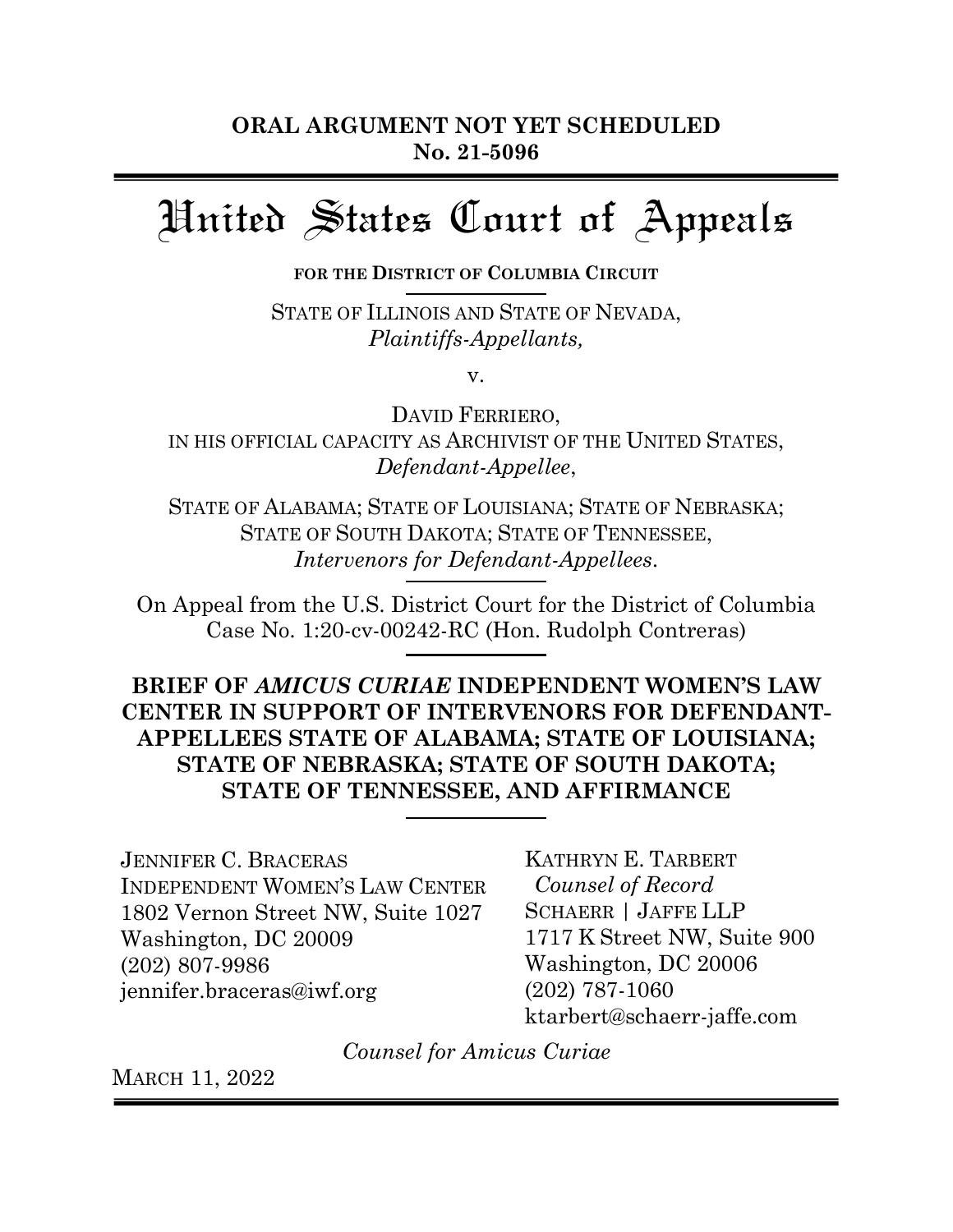**ORAL ARGUMENT NOT YET SCHEDULED**
**No. 21-5096**

# United States Court of Appeals

**FOR THE DISTRICT OF COLUMBIA CIRCUIT**

STATE OF ILLINOIS AND STATE OF NEVADA,
*Plaintiffs-Appellants,*

v.

DAVID FERRIERO,
IN HIS OFFICIAL CAPACITY AS ARCHIVIST OF THE UNITED STATES,
*Defendant-Appellee*,

STATE OF ALABAMA; STATE OF LOUISIANA; STATE OF NEBRASKA; STATE OF SOUTH DAKOTA; STATE OF TENNESSEE,
*Intervenors for Defendant-Appellees*.

On Appeal from the U.S. District Court for the District of Columbia
Case No. 1:20-cv-00242-RC (Hon. Rudolph Contreras)

**BRIEF OF *AMICUS CURIAE* INDEPENDENT WOMEN'S LAW CENTER IN SUPPORT OF INTERVENORS FOR DEFENDANT-APPELLEES STATE OF ALABAMA; STATE OF LOUISIANA; STATE OF NEBRASKA; STATE OF SOUTH DAKOTA; STATE OF TENNESSEE, AND AFFIRMANCE**

JENNIFER C. BRACERAS
INDEPENDENT WOMEN'S LAW CENTER
1802 Vernon Street NW, Suite 1027
Washington, DC 20009
(202) 807-9986
jennifer.braceras@iwf.org

KATHRYN E. TARBERT
*Counsel of Record*
SCHAERR | JAFFE LLP
1717 K Street NW, Suite 900
Washington, DC 20006
(202) 787-1060
ktarbert@schaerr-jaffe.com

*Counsel for Amicus Curiae*

MARCH 11, 2022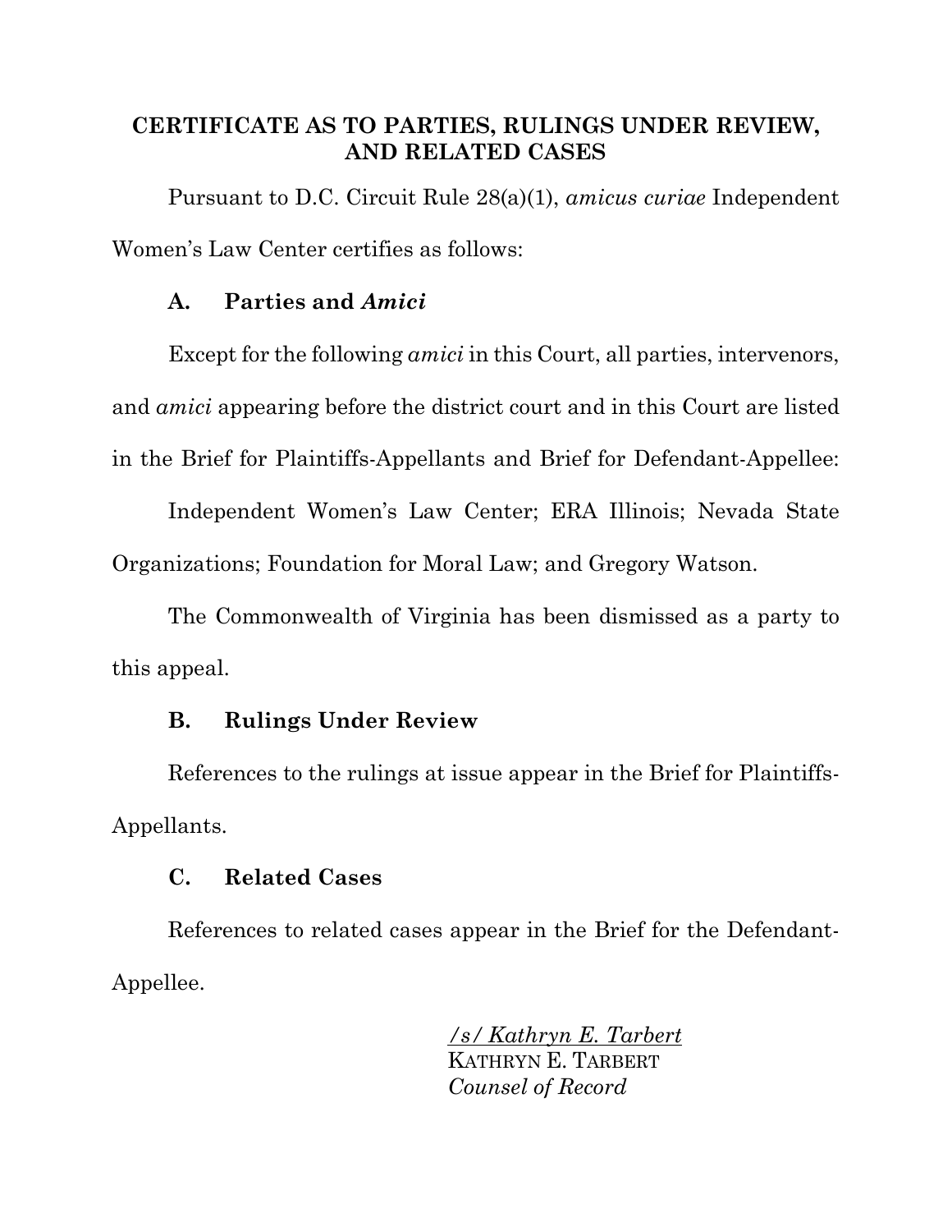# CERTIFICATE AS TO PARTIES, RULINGS UNDER REVIEW, AND RELATED CASES

Pursuant to D.C. Circuit Rule 28(a)(1), *amicus curiae* Independent Women's Law Center certifies as follows:

### A. Parties and *Amici*

Except for the following *amici* in this Court, all parties, intervenors, and *amici* appearing before the district court and in this Court are listed in the Brief for Plaintiffs-Appellants and Brief for Defendant-Appellee:

Independent Women's Law Center; ERA Illinois; Nevada State Organizations; Foundation for Moral Law; and Gregory Watson.

The Commonwealth of Virginia has been dismissed as a party to this appeal.

### B. Rulings Under Review

References to the rulings at issue appear in the Brief for Plaintiffs-Appellants.

### C. Related Cases

References to related cases appear in the Brief for the Defendant-Appellee.

/s/ *Kathryn E. Tarbert*
KATHRYN E. TARBERT
*Counsel of Record*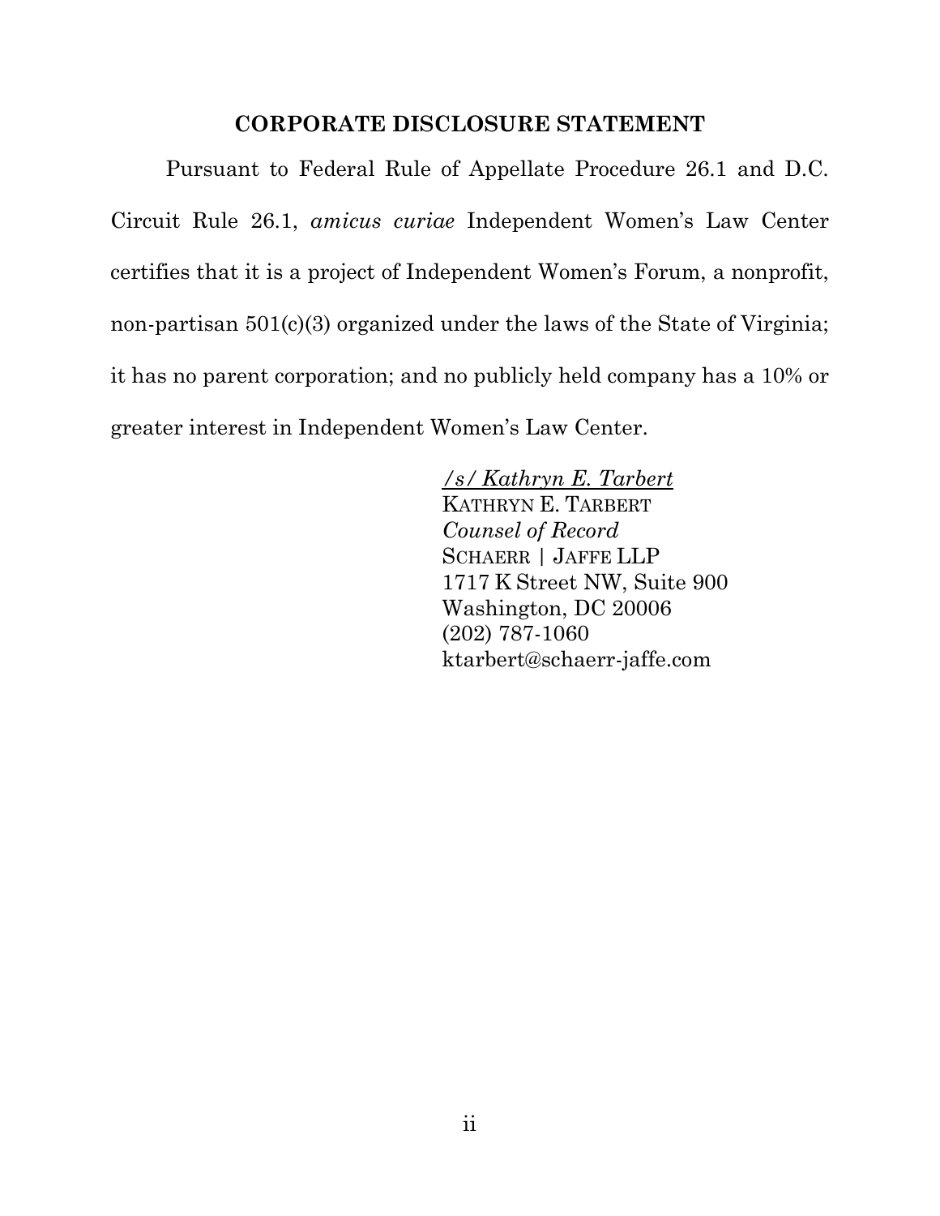## CORPORATE DISCLOSURE STATEMENT

Pursuant to Federal Rule of Appellate Procedure 26.1 and D.C. Circuit Rule 26.1, *amicus curiae* Independent Women's Law Center certifies that it is a project of Independent Women's Forum, a nonprofit, non-partisan 501(c)(3) organized under the laws of the State of Virginia; it has no parent corporation; and no publicly held company has a 10% or greater interest in Independent Women's Law Center.

*/s/ Kathryn E. Tarbert*
KATHRYN E. TARBERT
*Counsel of Record*
SCHAERR | JAFFE LLP
1717 K Street NW, Suite 900
Washington, DC 20006
(202) 787-1060
ktarbert@schaerr-jaffe.com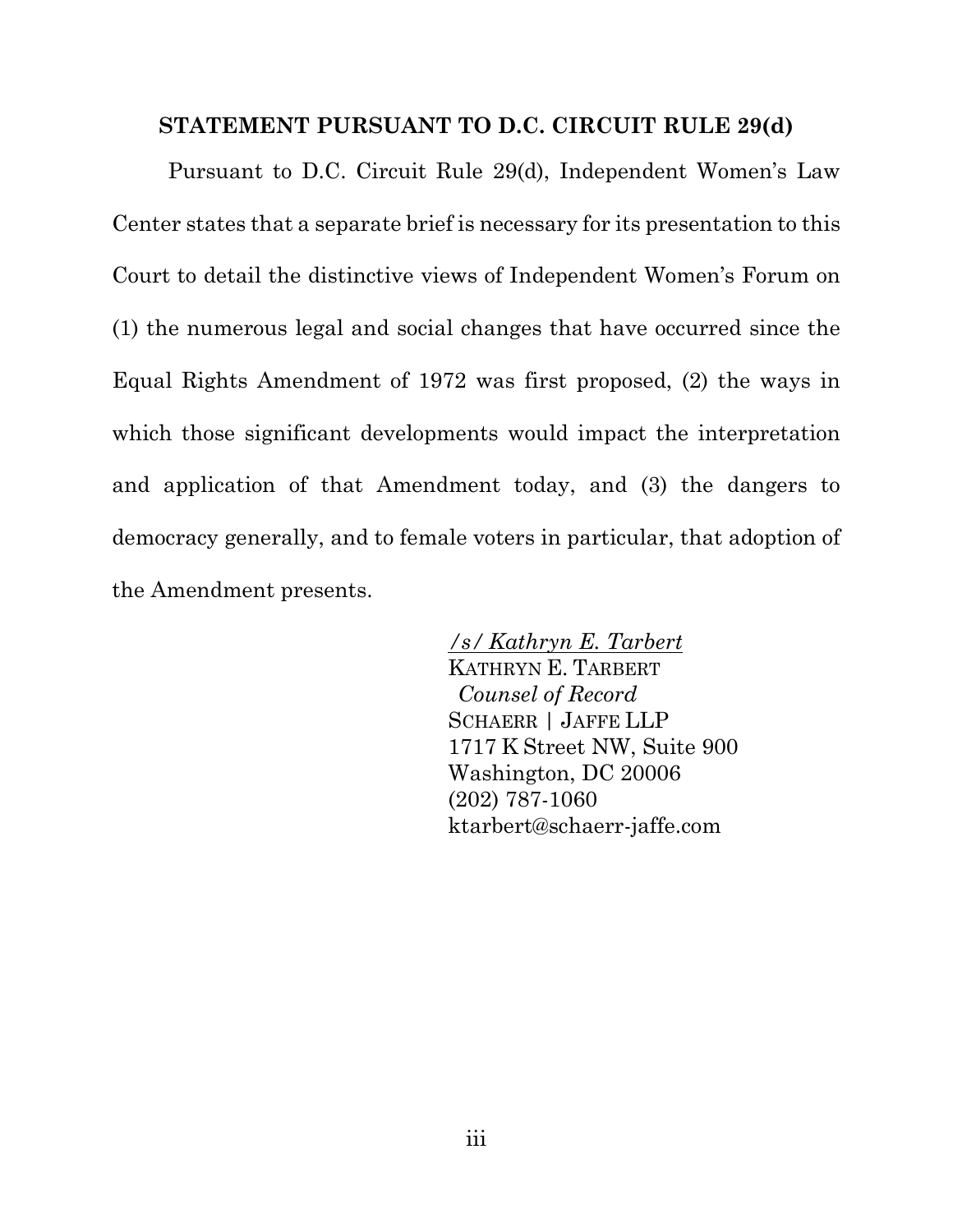## STATEMENT PURSUANT TO D.C. CIRCUIT RULE 29(d)

Pursuant to D.C. Circuit Rule 29(d), Independent Women's Law Center states that a separate brief is necessary for its presentation to this Court to detail the distinctive views of Independent Women's Forum on (1) the numerous legal and social changes that have occurred since the Equal Rights Amendment of 1972 was first proposed, (2) the ways in which those significant developments would impact the interpretation and application of that Amendment today, and (3) the dangers to democracy generally, and to female voters in particular, that adoption of the Amendment presents.

/s/ *Kathryn E. Tarbert*
KATHRYN E. TARBERT
*Counsel of Record*
SCHAERR | JAFFE LLP
1717 K Street NW, Suite 900
Washington, DC 20006
(202) 787-1060
ktarbert@schaerr-jaffe.com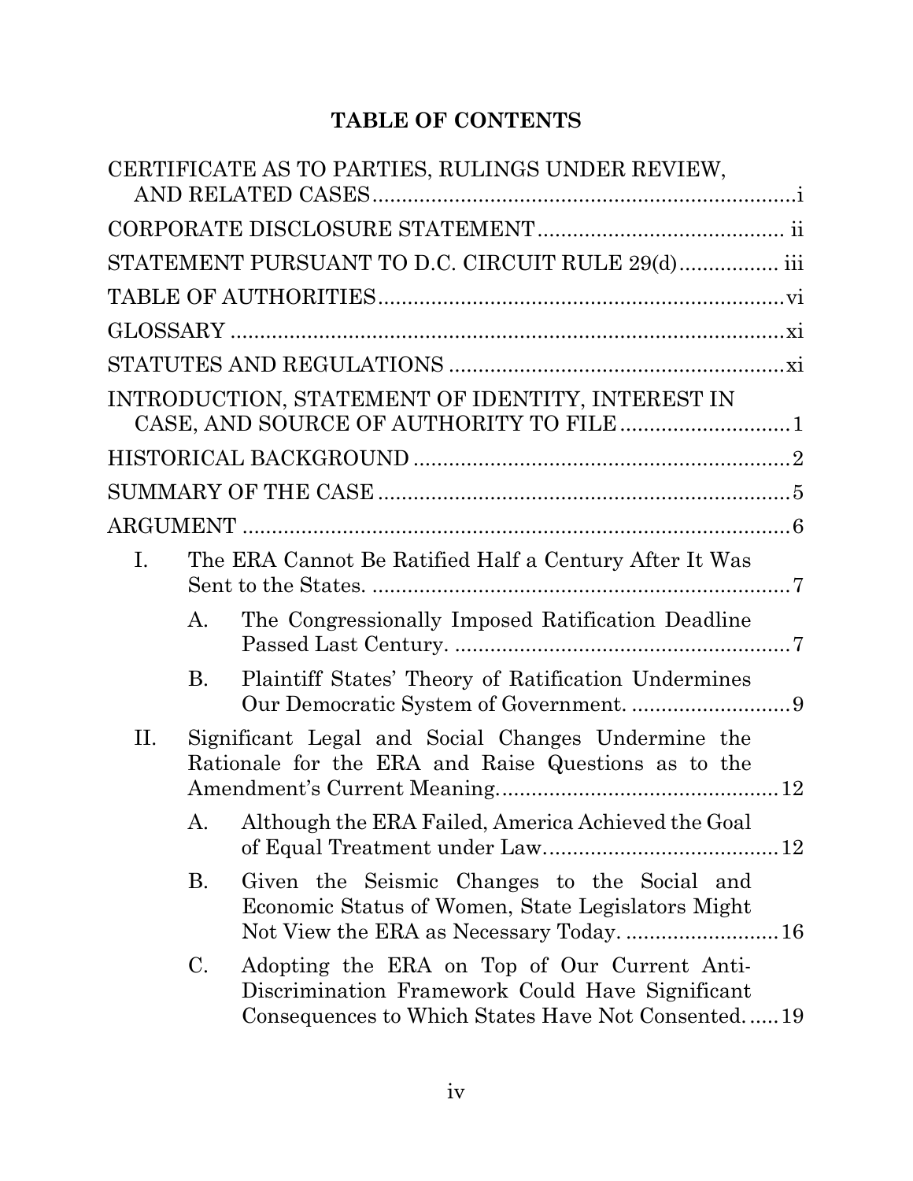# TABLE OF CONTENTS

CERTIFICATE AS TO PARTIES, RULINGS UNDER REVIEW, AND RELATED CASES ....... i

CORPORATE DISCLOSURE STATEMENT ....... ii

STATEMENT PURSUANT TO D.C. CIRCUIT RULE 29(d) ....... iii

TABLE OF AUTHORITIES ....... vi

GLOSSARY ....... xi

STATUTES AND REGULATIONS ....... xi

INTRODUCTION, STATEMENT OF IDENTITY, INTEREST IN CASE, AND SOURCE OF AUTHORITY TO FILE ....... 1

HISTORICAL BACKGROUND ....... 2

SUMMARY OF THE CASE ....... 5

ARGUMENT ....... 6

I. The ERA Cannot Be Ratified Half a Century After It Was Sent to the States. ....... 7

   A. The Congressionally Imposed Ratification Deadline Passed Last Century. ....... 7

   B. Plaintiff States' Theory of Ratification Undermines Our Democratic System of Government. ....... 9

II. Significant Legal and Social Changes Undermine the Rationale for the ERA and Raise Questions as to the Amendment's Current Meaning. ....... 12

   A. Although the ERA Failed, America Achieved the Goal of Equal Treatment under Law. ....... 12

   B. Given the Seismic Changes to the Social and Economic Status of Women, State Legislators Might Not View the ERA as Necessary Today. ....... 16

   C. Adopting the ERA on Top of Our Current Anti-Discrimination Framework Could Have Significant Consequences to Which States Have Not Consented. ....... 19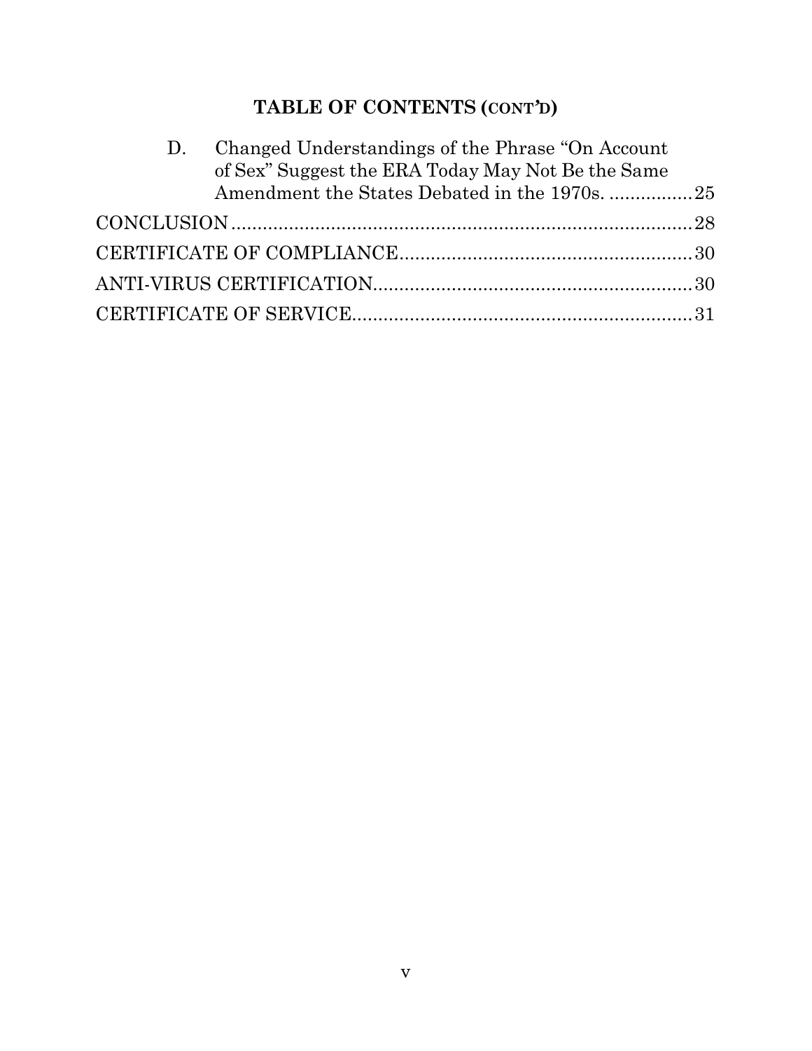# TABLE OF CONTENTS (CONT'D)

D. Changed Understandings of the Phrase "On Account of Sex" Suggest the ERA Today May Not Be the Same Amendment the States Debated in the 1970s. ................25

CONCLUSION ........................................................................................28

CERTIFICATE OF COMPLIANCE........................................................30

ANTI-VIRUS CERTIFICATION............................................................30

CERTIFICATE OF SERVICE................................................................31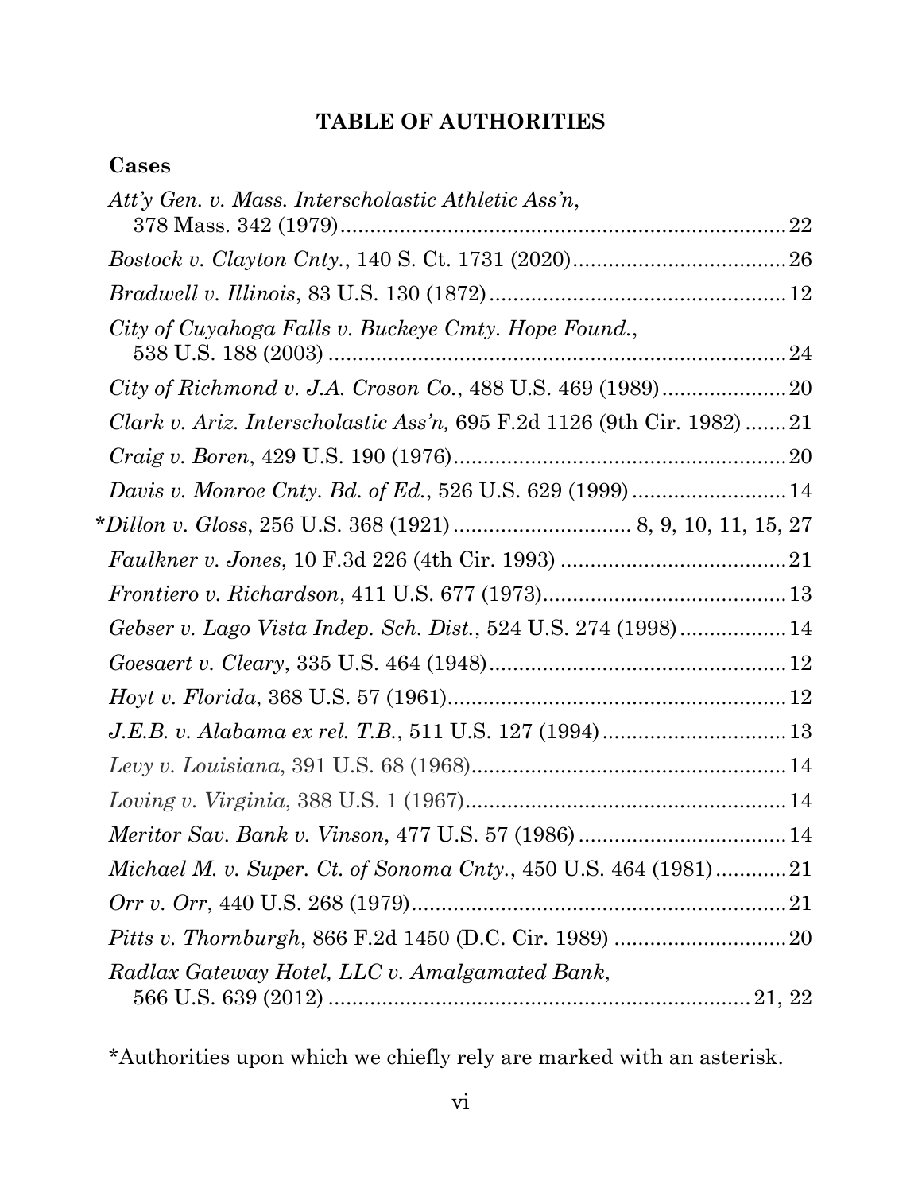# TABLE OF AUTHORITIES

## Cases

*Att'y Gen. v. Mass. Interscholastic Athletic Ass'n*, 378 Mass. 342 (1979) .......... 22

*Bostock v. Clayton Cnty.*, 140 S. Ct. 1731 (2020) .......... 26

*Bradwell v. Illinois*, 83 U.S. 130 (1872) .......... 12

*City of Cuyahoga Falls v. Buckeye Cmty. Hope Found.*, 538 U.S. 188 (2003) .......... 24

*City of Richmond v. J.A. Croson Co.*, 488 U.S. 469 (1989) .......... 20

*Clark v. Ariz. Interscholastic Ass'n,* 695 F.2d 1126 (9th Cir. 1982) .......... 21

*Craig v. Boren*, 429 U.S. 190 (1976) .......... 20

*Davis v. Monroe Cnty. Bd. of Ed.*, 526 U.S. 629 (1999) .......... 14

*\*Dillon v. Gloss*, 256 U.S. 368 (1921) .......... 8, 9, 10, 11, 15, 27

*Faulkner v. Jones*, 10 F.3d 226 (4th Cir. 1993) .......... 21

*Frontiero v. Richardson*, 411 U.S. 677 (1973) .......... 13

*Gebser v. Lago Vista Indep. Sch. Dist.*, 524 U.S. 274 (1998) .......... 14

*Goesaert v. Cleary*, 335 U.S. 464 (1948) .......... 12

*Hoyt v. Florida*, 368 U.S. 57 (1961) .......... 12

*J.E.B. v. Alabama ex rel. T.B.*, 511 U.S. 127 (1994) .......... 13

*Levy v. Louisiana*, 391 U.S. 68 (1968) .......... 14

*Loving v. Virginia*, 388 U.S. 1 (1967) .......... 14

*Meritor Sav. Bank v. Vinson*, 477 U.S. 57 (1986) .......... 14

*Michael M. v. Super. Ct. of Sonoma Cnty.*, 450 U.S. 464 (1981) .......... 21

*Orr v. Orr*, 440 U.S. 268 (1979) .......... 21

*Pitts v. Thornburgh*, 866 F.2d 1450 (D.C. Cir. 1989) .......... 20

*Radlax Gateway Hotel, LLC v. Amalgamated Bank*, 566 U.S. 639 (2012) .......... 21, 22

*Authorities upon which we chiefly rely are marked with an asterisk.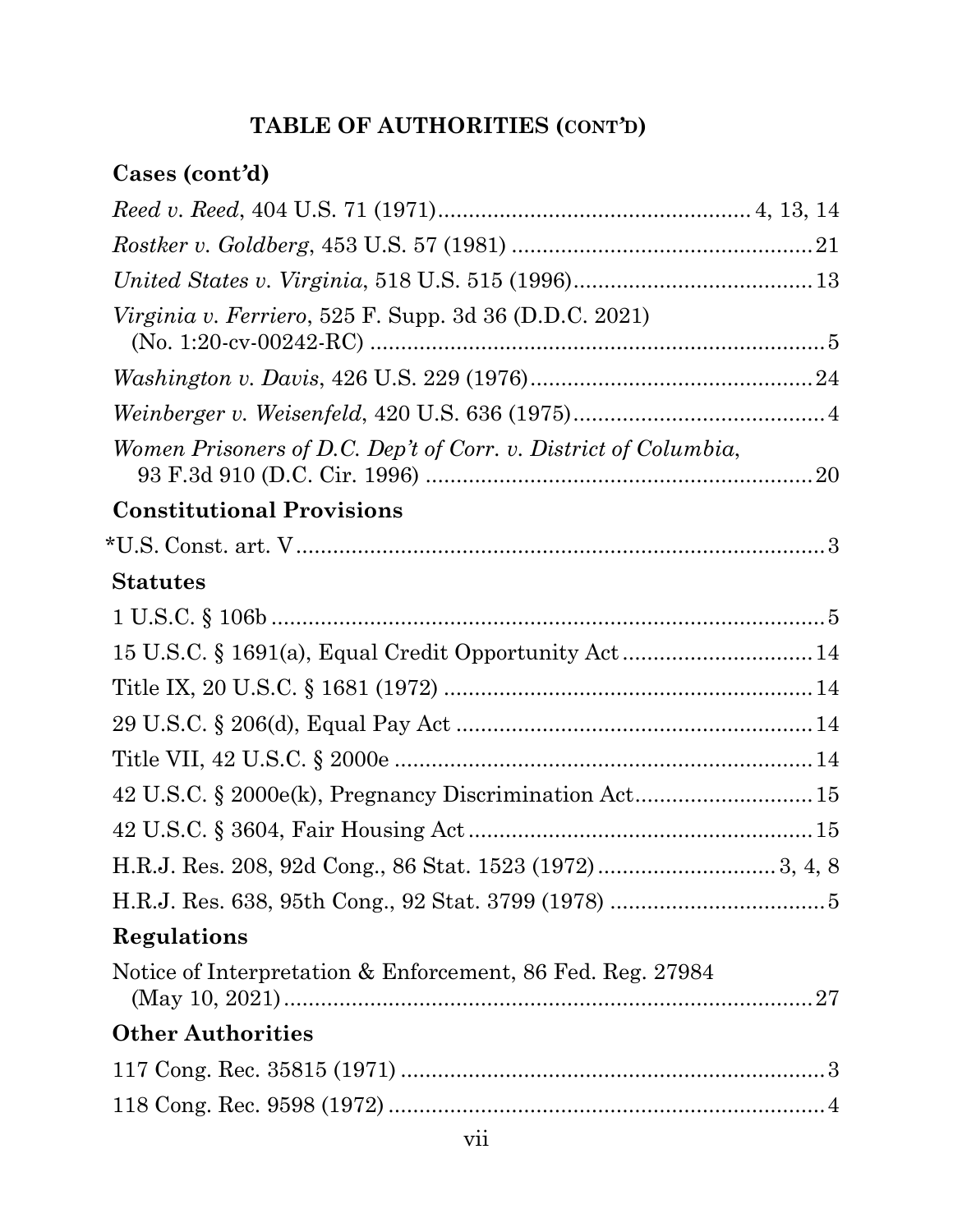## TABLE OF AUTHORITIES (CONT'D)

### Cases (cont'd)

*Reed v. Reed*, 404 U.S. 71 (1971) .................................................. 4, 13, 14

*Rostker v. Goldberg*, 453 U.S. 57 (1981) ................................................. 21

*United States v. Virginia*, 518 U.S. 515 (1996) ....................................... 13

*Virginia v. Ferriero*, 525 F. Supp. 3d 36 (D.D.C. 2021) (No. 1:20-cv-00242-RC) ......................................................................... 5

*Washington v. Davis*, 426 U.S. 229 (1976) .............................................. 24

*Weinberger v. Weisenfeld*, 420 U.S. 636 (1975) ......................................... 4

*Women Prisoners of D.C. Dep't of Corr. v. District of Columbia*, 93 F.3d 910 (D.C. Cir. 1996) ............................................................... 20

### Constitutional Provisions

*U.S. Const. art. V ...................................................................................... 3

### Statutes

1 U.S.C. § 106b ........................................................................................... 5

15 U.S.C. § 1691(a), Equal Credit Opportunity Act ............................... 14

Title IX, 20 U.S.C. § 1681 (1972) ............................................................ 14

29 U.S.C. § 206(d), Equal Pay Act .......................................................... 14

Title VII, 42 U.S.C. § 2000e ..................................................................... 14

42 U.S.C. § 2000e(k), Pregnancy Discrimination Act ............................. 15

42 U.S.C. § 3604, Fair Housing Act ......................................................... 15

H.R.J. Res. 208, 92d Cong., 86 Stat. 1523 (1972) ............................. 3, 4, 8

H.R.J. Res. 638, 95th Cong., 92 Stat. 3799 (1978) ................................... 5

### Regulations

Notice of Interpretation & Enforcement, 86 Fed. Reg. 27984 (May 10, 2021) ....................................................................................... 27

### Other Authorities

117 Cong. Rec. 35815 (1971) ..................................................................... 3

118 Cong. Rec. 9598 (1972) ....................................................................... 4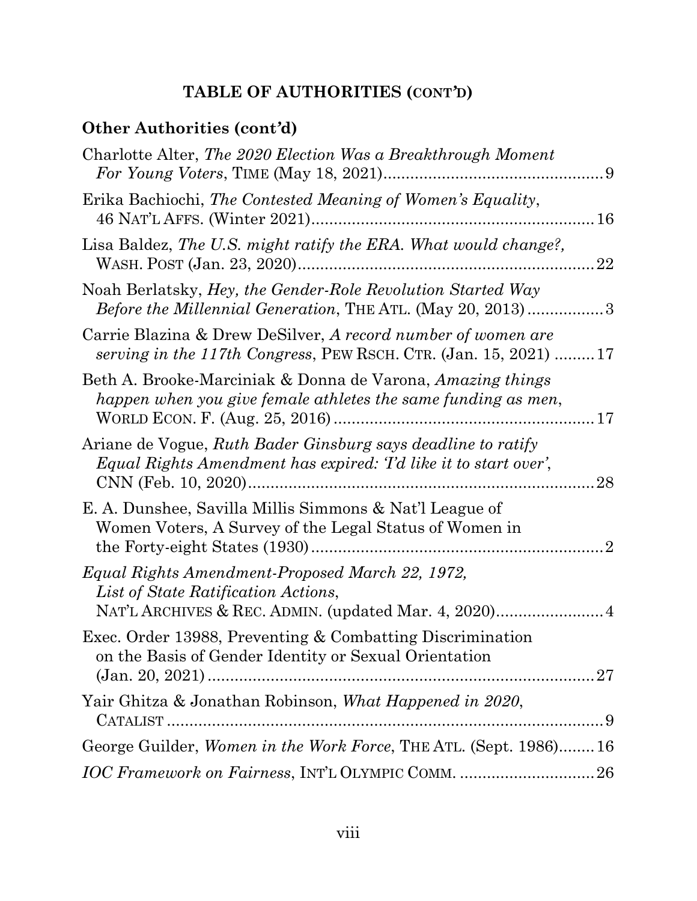**TABLE OF AUTHORITIES (CONT'D)**

## Other Authorities (cont'd)

Charlotte Alter, *The 2020 Election Was a Breakthrough Moment For Young Voters*, TIME (May 18, 2021) .......... 9

Erika Bachiochi, *The Contested Meaning of Women's Equality*, 46 NAT'L AFFS. (Winter 2021) .......... 16

Lisa Baldez, *The U.S. might ratify the ERA. What would change?*, WASH. POST (Jan. 23, 2020) .......... 22

Noah Berlatsky, *Hey, the Gender-Role Revolution Started Way Before the Millennial Generation*, THE ATL. (May 20, 2013) .......... 3

Carrie Blazina & Drew DeSilver, *A record number of women are serving in the 117th Congress*, PEW RSCH. CTR. (Jan. 15, 2021) .......... 17

Beth A. Brooke-Marciniak & Donna de Varona, *Amazing things happen when you give female athletes the same funding as men*, WORLD ECON. F. (Aug. 25, 2016) .......... 17

Ariane de Vogue, *Ruth Bader Ginsburg says deadline to ratify Equal Rights Amendment has expired: 'I'd like it to start over'*, CNN (Feb. 10, 2020) .......... 28

E. A. Dunshee, Savilla Millis Simmons & Nat'l League of Women Voters, A Survey of the Legal Status of Women in the Forty-eight States (1930) .......... 2

*Equal Rights Amendment-Proposed March 22, 1972, List of State Ratification Actions*, NAT'L ARCHIVES & REC. ADMIN. (updated Mar. 4, 2020) .......... 4

Exec. Order 13988, Preventing & Combatting Discrimination on the Basis of Gender Identity or Sexual Orientation (Jan. 20, 2021) .......... 27

Yair Ghitza & Jonathan Robinson, *What Happened in 2020*, CATALIST .......... 9

George Guilder, *Women in the Work Force*, THE ATL. (Sept. 1986) .......... 16

*IOC Framework on Fairness*, INT'L OLYMPIC COMM. .......... 26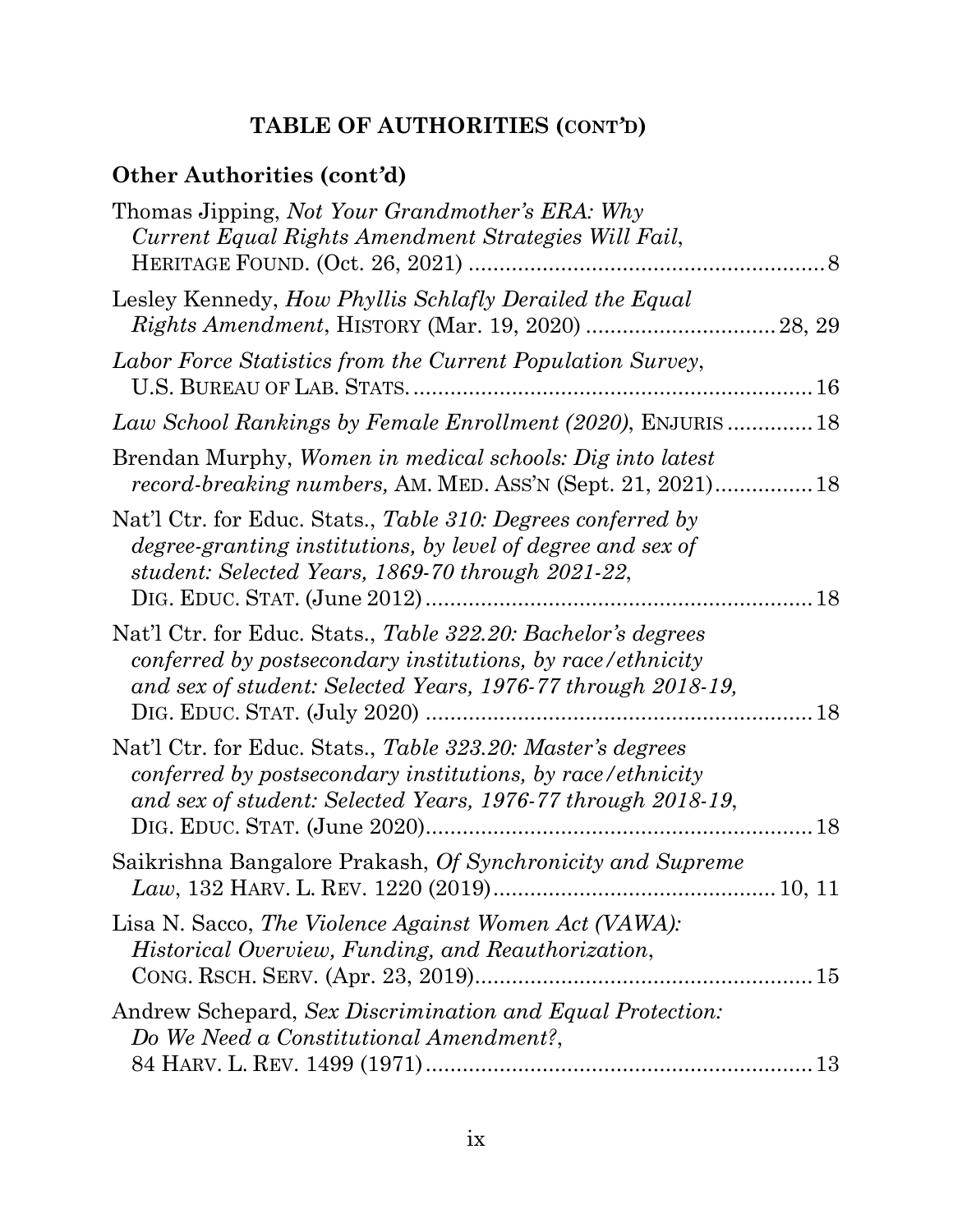## TABLE OF AUTHORITIES (CONT'D)

### Other Authorities (cont'd)

Thomas Jipping, *Not Your Grandmother's ERA: Why Current Equal Rights Amendment Strategies Will Fail*, HERITAGE FOUND. (Oct. 26, 2021) ........................................................ 8

Lesley Kennedy, *How Phyllis Schlafly Derailed the Equal Rights Amendment*, HISTORY (Mar. 19, 2020) .............................. 28, 29

*Labor Force Statistics from the Current Population Survey*, U.S. BUREAU OF LAB. STATS. ................................................................ 16

*Law School Rankings by Female Enrollment (2020)*, ENJURIS ............. 18

Brendan Murphy, *Women in medical schools: Dig into latest record-breaking numbers,* AM. MED. ASS'N (Sept. 21, 2021)................ 18

Nat'l Ctr. for Educ. Stats., *Table 310: Degrees conferred by degree-granting institutions, by level of degree and sex of student: Selected Years, 1869-70 through 2021-22*, DIG. EDUC. STAT. (June 2012) ............................................................. 18

Nat'l Ctr. for Educ. Stats., *Table 322.20: Bachelor's degrees conferred by postsecondary institutions, by race/ethnicity and sex of student: Selected Years, 1976-77 through 2018-19,* DIG. EDUC. STAT. (July 2020) ............................................................. 18

Nat'l Ctr. for Educ. Stats., *Table 323.20: Master's degrees conferred by postsecondary institutions, by race/ethnicity and sex of student: Selected Years, 1976-77 through 2018-19*, DIG. EDUC. STAT. (June 2020)............................................................. 18

Saikrishna Bangalore Prakash, *Of Synchronicity and Supreme Law*, 132 HARV. L. REV. 1220 (2019)............................................ 10, 11

Lisa N. Sacco, *The Violence Against Women Act (VAWA): Historical Overview, Funding, and Reauthorization*, CONG. RSCH. SERV. (Apr. 23, 2019)...................................................... 15

Andrew Schepard, *Sex Discrimination and Equal Protection: Do We Need a Constitutional Amendment?*, 84 HARV. L. REV. 1499 (1971)............................................................. 13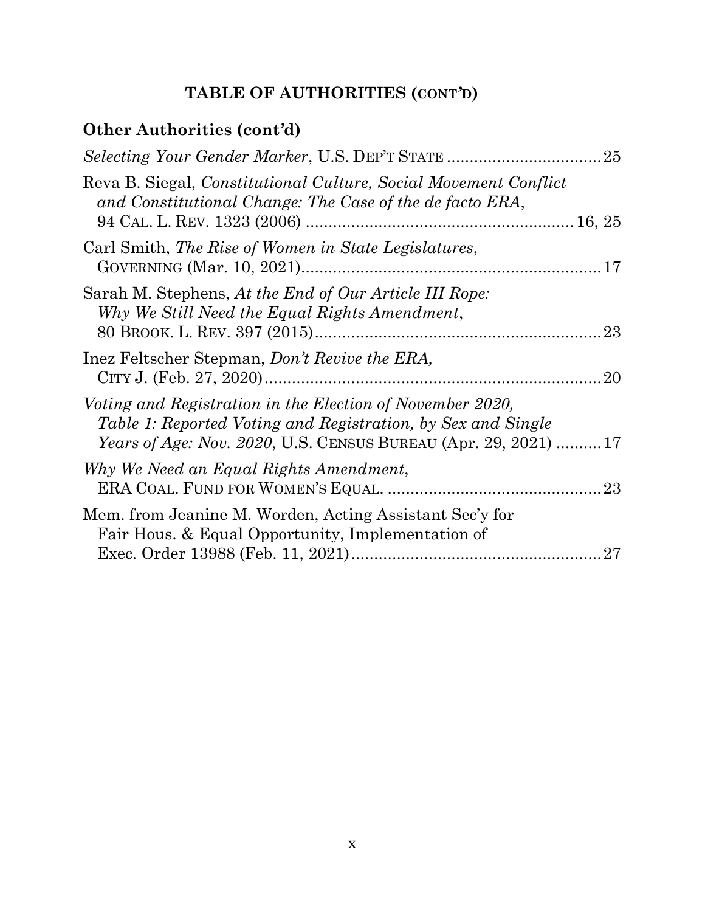## TABLE OF AUTHORITIES (CONT'D)

### Other Authorities (cont'd)

*Selecting Your Gender Marker*, U.S. DEP'T STATE .................................25

Reva B. Siegal, *Constitutional Culture, Social Movement Conflict and Constitutional Change: The Case of the de facto ERA*, 94 CAL. L. REV. 1323 (2006) ........................................................ 16, 25

Carl Smith, *The Rise of Women in State Legislatures*, GOVERNING (Mar. 10, 2021)..................................................................17

Sarah M. Stephens, *At the End of Our Article III Rope: Why We Still Need the Equal Rights Amendment*, 80 BROOK. L. REV. 397 (2015)...............................................................23

Inez Feltscher Stepman, *Don't Revive the ERA,* CITY J. (Feb. 27, 2020)...........................................................................20

*Voting and Registration in the Election of November 2020, Table 1: Reported Voting and Registration, by Sex and Single Years of Age: Nov. 2020*, U.S. CENSUS BUREAU (Apr. 29, 2021) ..........17

*Why We Need an Equal Rights Amendment*, ERA COAL. FUND FOR WOMEN'S EQUAL. ...............................................23

Mem. from Jeanine M. Worden, Acting Assistant Sec'y for Fair Hous. & Equal Opportunity, Implementation of Exec. Order 13988 (Feb. 11, 2021).......................................................27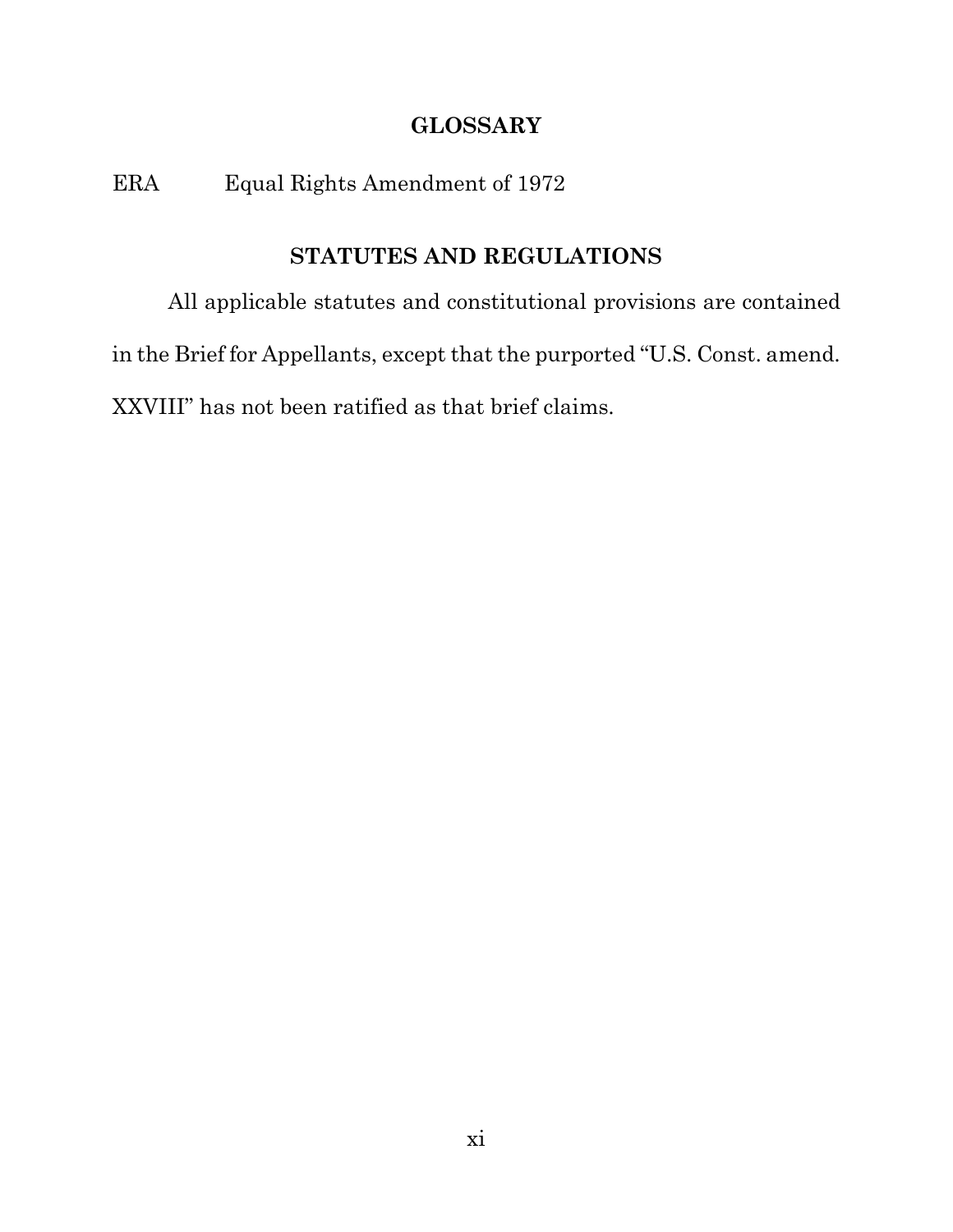## GLOSSARY

| | |
|---|---|
| ERA | Equal Rights Amendment of 1972 |

## STATUTES AND REGULATIONS

All applicable statutes and constitutional provisions are contained in the Brief for Appellants, except that the purported "U.S. Const. amend. XXVIII" has not been ratified as that brief claims.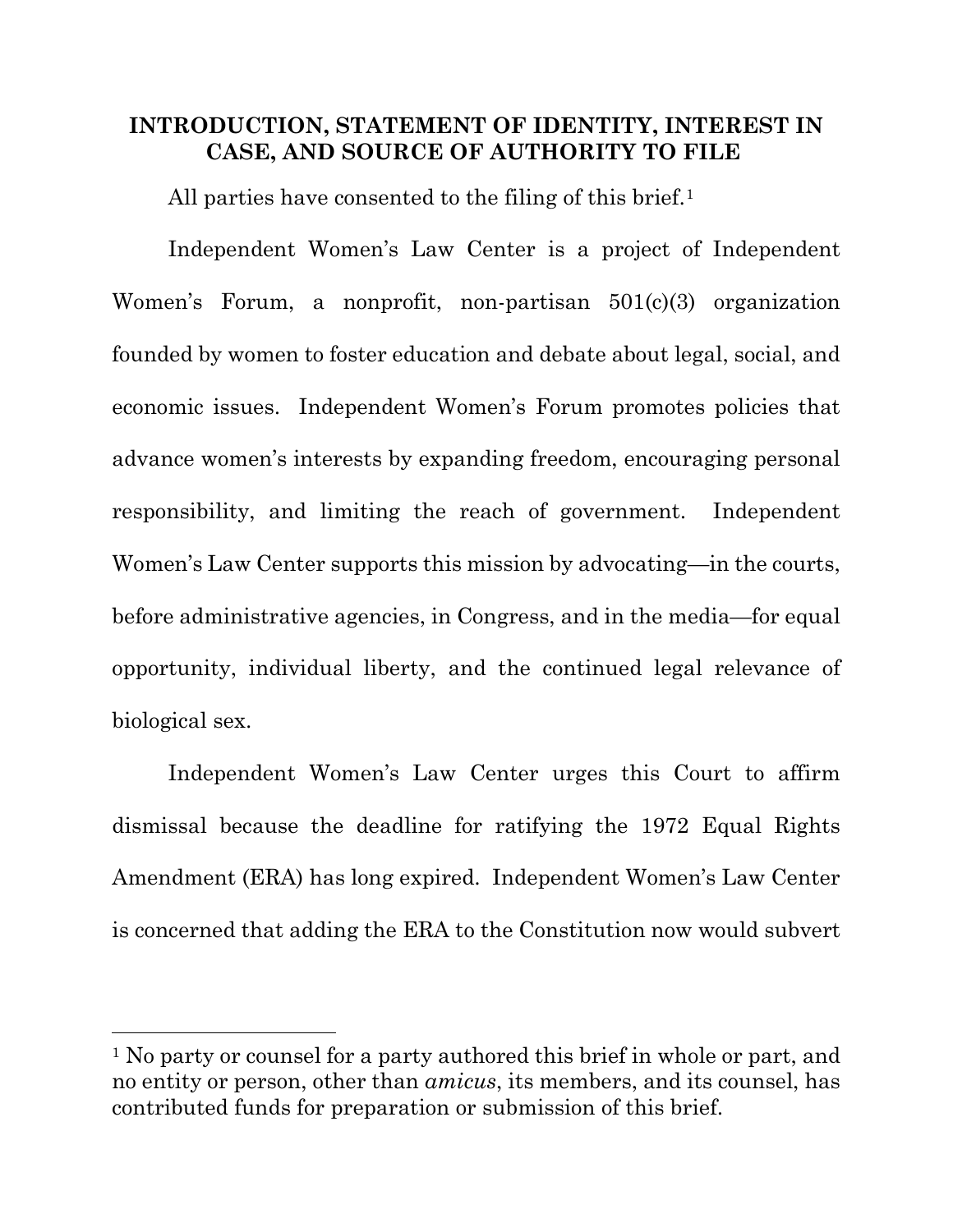## INTRODUCTION, STATEMENT OF IDENTITY, INTEREST IN CASE, AND SOURCE OF AUTHORITY TO FILE

All parties have consented to the filing of this brief.[1]

Independent Women's Law Center is a project of Independent Women's Forum, a nonprofit, non-partisan 501(c)(3) organization founded by women to foster education and debate about legal, social, and economic issues. Independent Women's Forum promotes policies that advance women's interests by expanding freedom, encouraging personal responsibility, and limiting the reach of government. Independent Women's Law Center supports this mission by advocating—in the courts, before administrative agencies, in Congress, and in the media—for equal opportunity, individual liberty, and the continued legal relevance of biological sex.

Independent Women's Law Center urges this Court to affirm dismissal because the deadline for ratifying the 1972 Equal Rights Amendment (ERA) has long expired. Independent Women's Law Center is concerned that adding the ERA to the Constitution now would subvert

[1] No party or counsel for a party authored this brief in whole or part, and no entity or person, other than *amicus*, its members, and its counsel, has contributed funds for preparation or submission of this brief.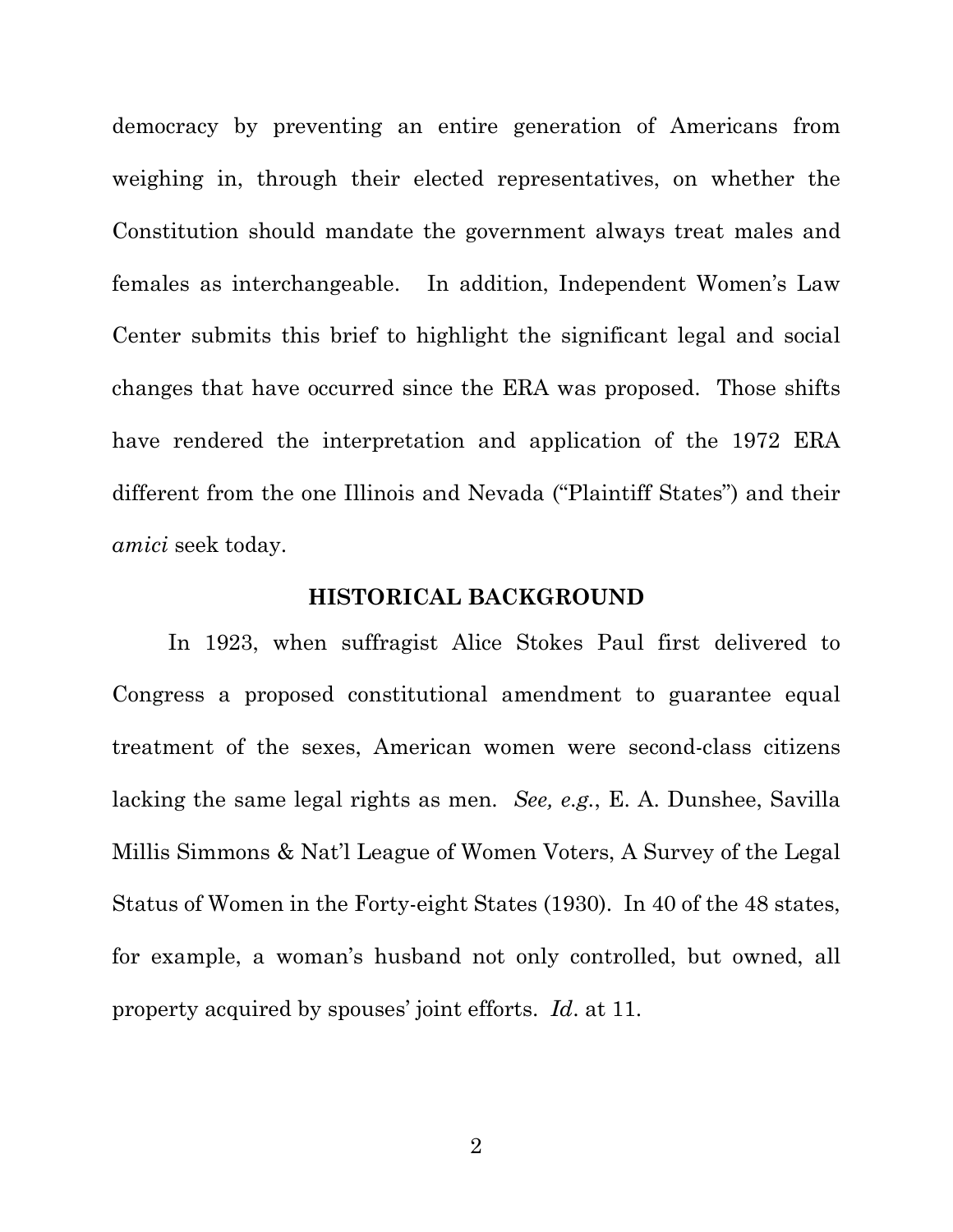democracy by preventing an entire generation of Americans from weighing in, through their elected representatives, on whether the Constitution should mandate the government always treat males and females as interchangeable. In addition, Independent Women's Law Center submits this brief to highlight the significant legal and social changes that have occurred since the ERA was proposed. Those shifts have rendered the interpretation and application of the 1972 ERA different from the one Illinois and Nevada ("Plaintiff States") and their *amici* seek today.

## HISTORICAL BACKGROUND

In 1923, when suffragist Alice Stokes Paul first delivered to Congress a proposed constitutional amendment to guarantee equal treatment of the sexes, American women were second-class citizens lacking the same legal rights as men. *See, e.g.*, E. A. Dunshee, Savilla Millis Simmons & Nat'l League of Women Voters, A Survey of the Legal Status of Women in the Forty-eight States (1930). In 40 of the 48 states, for example, a woman's husband not only controlled, but owned, all property acquired by spouses' joint efforts. *Id*. at 11.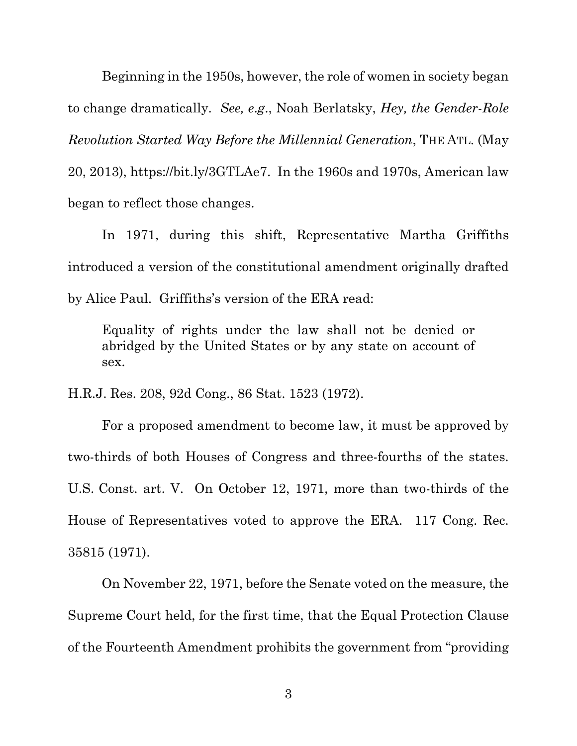Beginning in the 1950s, however, the role of women in society began to change dramatically. *See, e.g.*, Noah Berlatsky, *Hey, the Gender-Role Revolution Started Way Before the Millennial Generation*, THE ATL. (May 20, 2013), https://bit.ly/3GTLAe7. In the 1960s and 1970s, American law began to reflect those changes.

In 1971, during this shift, Representative Martha Griffiths introduced a version of the constitutional amendment originally drafted by Alice Paul. Griffiths's version of the ERA read:

> Equality of rights under the law shall not be denied or abridged by the United States or by any state on account of sex.

H.R.J. Res. 208, 92d Cong., 86 Stat. 1523 (1972).

For a proposed amendment to become law, it must be approved by two-thirds of both Houses of Congress and three-fourths of the states. U.S. Const. art. V. On October 12, 1971, more than two-thirds of the House of Representatives voted to approve the ERA. 117 Cong. Rec. 35815 (1971).

On November 22, 1971, before the Senate voted on the measure, the Supreme Court held, for the first time, that the Equal Protection Clause of the Fourteenth Amendment prohibits the government from "providing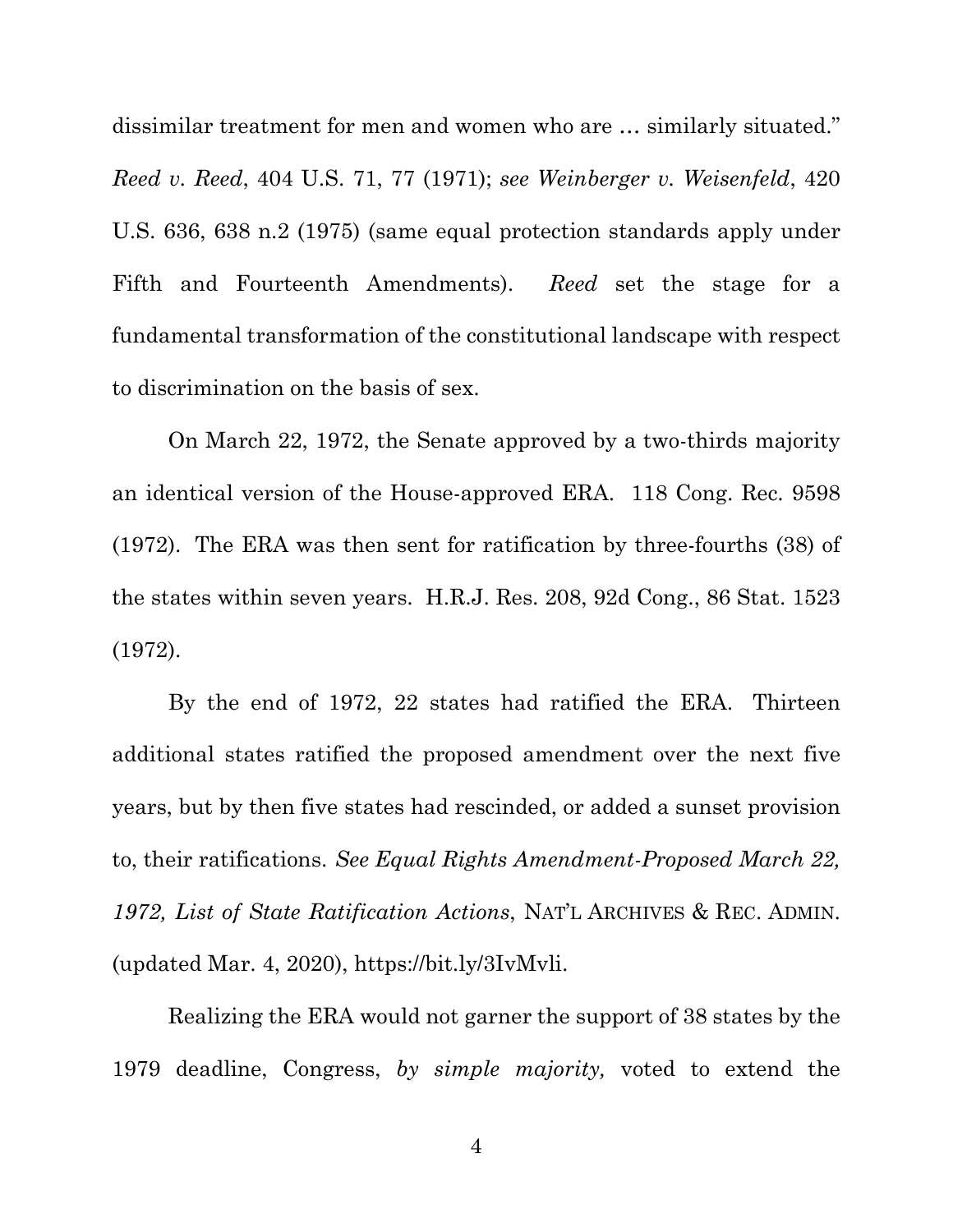dissimilar treatment for men and women who are … similarly situated." *Reed v. Reed*, 404 U.S. 71, 77 (1971); *see Weinberger v. Weisenfeld*, 420 U.S. 636, 638 n.2 (1975) (same equal protection standards apply under Fifth and Fourteenth Amendments). *Reed* set the stage for a fundamental transformation of the constitutional landscape with respect to discrimination on the basis of sex.

On March 22, 1972, the Senate approved by a two-thirds majority an identical version of the House-approved ERA. 118 Cong. Rec. 9598 (1972). The ERA was then sent for ratification by three-fourths (38) of the states within seven years. H.R.J. Res. 208, 92d Cong., 86 Stat. 1523 (1972).

By the end of 1972, 22 states had ratified the ERA. Thirteen additional states ratified the proposed amendment over the next five years, but by then five states had rescinded, or added a sunset provision to, their ratifications. *See Equal Rights Amendment-Proposed March 22, 1972, List of State Ratification Actions*, NAT'L ARCHIVES & REC. ADMIN. (updated Mar. 4, 2020), https://bit.ly/3IvMvli.

Realizing the ERA would not garner the support of 38 states by the 1979 deadline, Congress, *by simple majority,* voted to extend the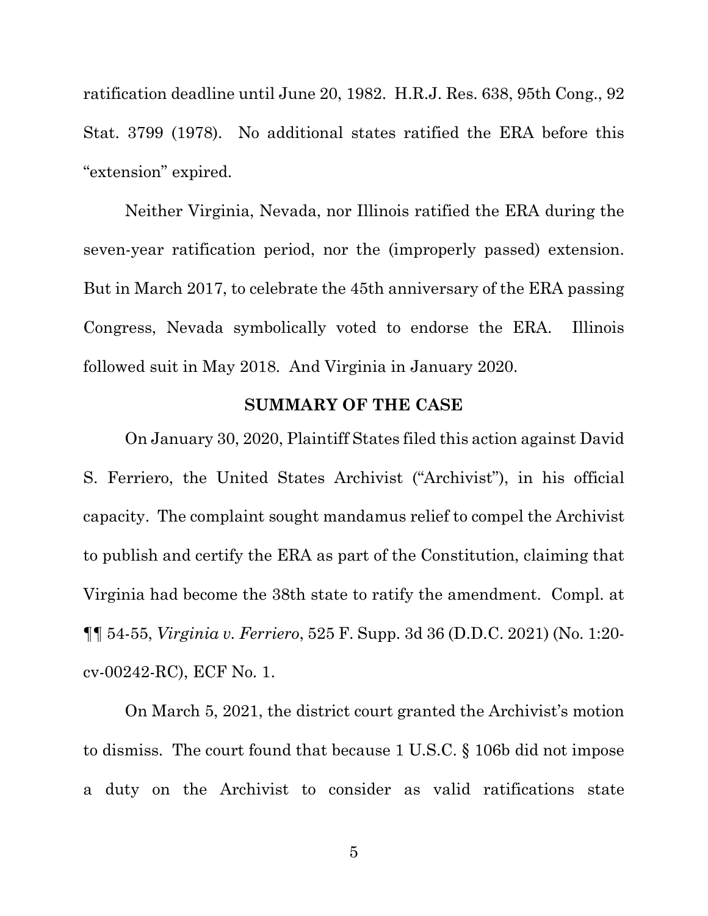ratification deadline until June 20, 1982. H.R.J. Res. 638, 95th Cong., 92 Stat. 3799 (1978). No additional states ratified the ERA before this "extension" expired.

Neither Virginia, Nevada, nor Illinois ratified the ERA during the seven-year ratification period, nor the (improperly passed) extension. But in March 2017, to celebrate the 45th anniversary of the ERA passing Congress, Nevada symbolically voted to endorse the ERA. Illinois followed suit in May 2018. And Virginia in January 2020.

## SUMMARY OF THE CASE

On January 30, 2020, Plaintiff States filed this action against David S. Ferriero, the United States Archivist ("Archivist"), in his official capacity. The complaint sought mandamus relief to compel the Archivist to publish and certify the ERA as part of the Constitution, claiming that Virginia had become the 38th state to ratify the amendment. Compl. at ¶¶ 54-55, *Virginia v. Ferriero*, 525 F. Supp. 3d 36 (D.D.C. 2021) (No. 1:20-cv-00242-RC), ECF No. 1.

On March 5, 2021, the district court granted the Archivist's motion to dismiss. The court found that because 1 U.S.C. § 106b did not impose a duty on the Archivist to consider as valid ratifications state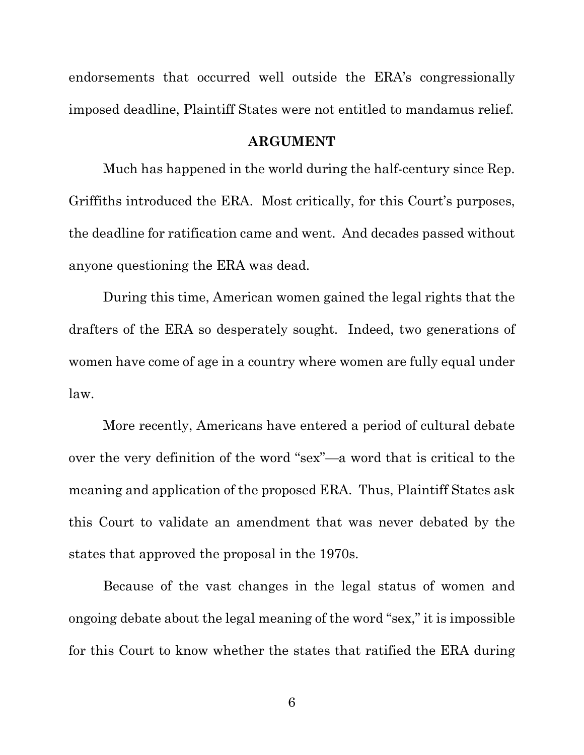endorsements that occurred well outside the ERA's congressionally imposed deadline, Plaintiff States were not entitled to mandamus relief.

## ARGUMENT

Much has happened in the world during the half-century since Rep. Griffiths introduced the ERA. Most critically, for this Court's purposes, the deadline for ratification came and went. And decades passed without anyone questioning the ERA was dead.

During this time, American women gained the legal rights that the drafters of the ERA so desperately sought. Indeed, two generations of women have come of age in a country where women are fully equal under law.

More recently, Americans have entered a period of cultural debate over the very definition of the word "sex"—a word that is critical to the meaning and application of the proposed ERA. Thus, Plaintiff States ask this Court to validate an amendment that was never debated by the states that approved the proposal in the 1970s.

Because of the vast changes in the legal status of women and ongoing debate about the legal meaning of the word "sex," it is impossible for this Court to know whether the states that ratified the ERA during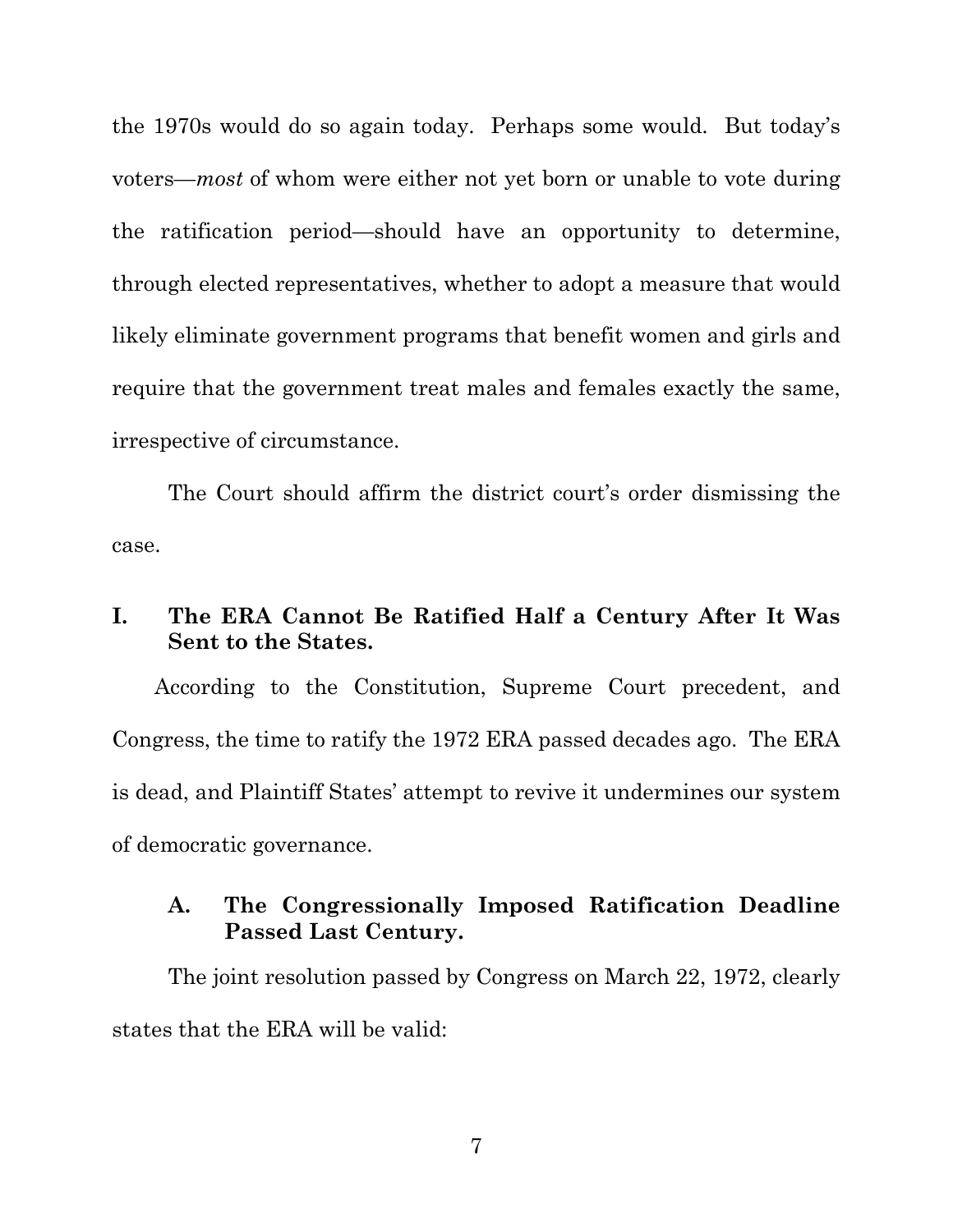the 1970s would do so again today. Perhaps some would. But today's voters—*most* of whom were either not yet born or unable to vote during the ratification period—should have an opportunity to determine, through elected representatives, whether to adopt a measure that would likely eliminate government programs that benefit women and girls and require that the government treat males and females exactly the same, irrespective of circumstance.

The Court should affirm the district court's order dismissing the case.

## I. The ERA Cannot Be Ratified Half a Century After It Was Sent to the States.

According to the Constitution, Supreme Court precedent, and Congress, the time to ratify the 1972 ERA passed decades ago. The ERA is dead, and Plaintiff States' attempt to revive it undermines our system of democratic governance.

### A. The Congressionally Imposed Ratification Deadline Passed Last Century.

The joint resolution passed by Congress on March 22, 1972, clearly states that the ERA will be valid: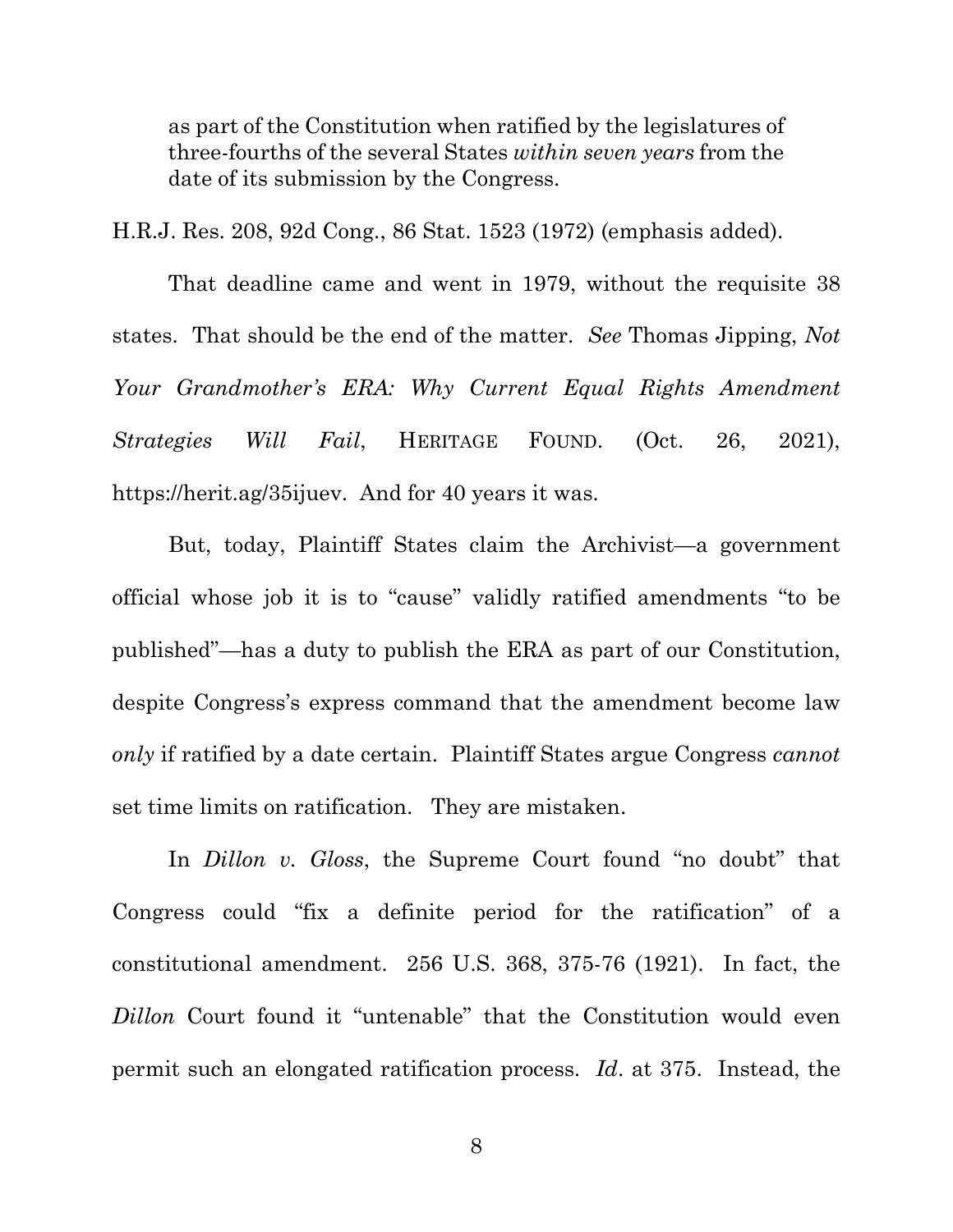as part of the Constitution when ratified by the legislatures of three-fourths of the several States *within seven years* from the date of its submission by the Congress.

H.R.J. Res. 208, 92d Cong., 86 Stat. 1523 (1972) (emphasis added).

That deadline came and went in 1979, without the requisite 38 states. That should be the end of the matter. *See* Thomas Jipping, *Not Your Grandmother's ERA: Why Current Equal Rights Amendment Strategies Will Fail*, HERITAGE FOUND. (Oct. 26, 2021), https://herit.ag/35ijuev. And for 40 years it was.

But, today, Plaintiff States claim the Archivist—a government official whose job it is to "cause" validly ratified amendments "to be published"—has a duty to publish the ERA as part of our Constitution, despite Congress's express command that the amendment become law *only* if ratified by a date certain. Plaintiff States argue Congress *cannot* set time limits on ratification. They are mistaken.

In *Dillon v. Gloss*, the Supreme Court found "no doubt" that Congress could "fix a definite period for the ratification" of a constitutional amendment. 256 U.S. 368, 375-76 (1921). In fact, the *Dillon* Court found it "untenable" that the Constitution would even permit such an elongated ratification process. *Id*. at 375. Instead, the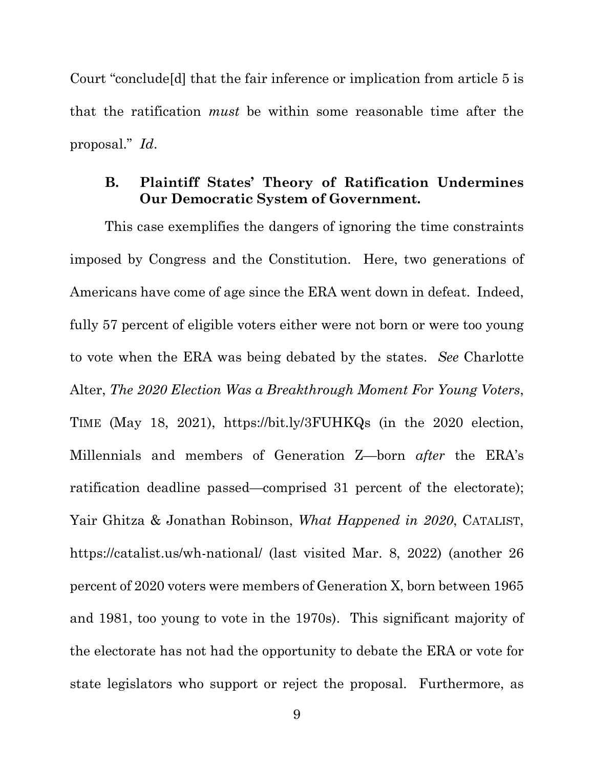Court "conclude[d] that the fair inference or implication from article 5 is that the ratification *must* be within some reasonable time after the proposal." *Id.*

### B. Plaintiff States' Theory of Ratification Undermines Our Democratic System of Government.

This case exemplifies the dangers of ignoring the time constraints imposed by Congress and the Constitution. Here, two generations of Americans have come of age since the ERA went down in defeat. Indeed, fully 57 percent of eligible voters either were not born or were too young to vote when the ERA was being debated by the states. *See* Charlotte Alter, *The 2020 Election Was a Breakthrough Moment For Young Voters*, TIME (May 18, 2021), https://bit.ly/3FUHKQs (in the 2020 election, Millennials and members of Generation Z—born *after* the ERA's ratification deadline passed—comprised 31 percent of the electorate); Yair Ghitza & Jonathan Robinson, *What Happened in 2020*, CATALIST, https://catalist.us/wh-national/ (last visited Mar. 8, 2022) (another 26 percent of 2020 voters were members of Generation X, born between 1965 and 1981, too young to vote in the 1970s). This significant majority of the electorate has not had the opportunity to debate the ERA or vote for state legislators who support or reject the proposal. Furthermore, as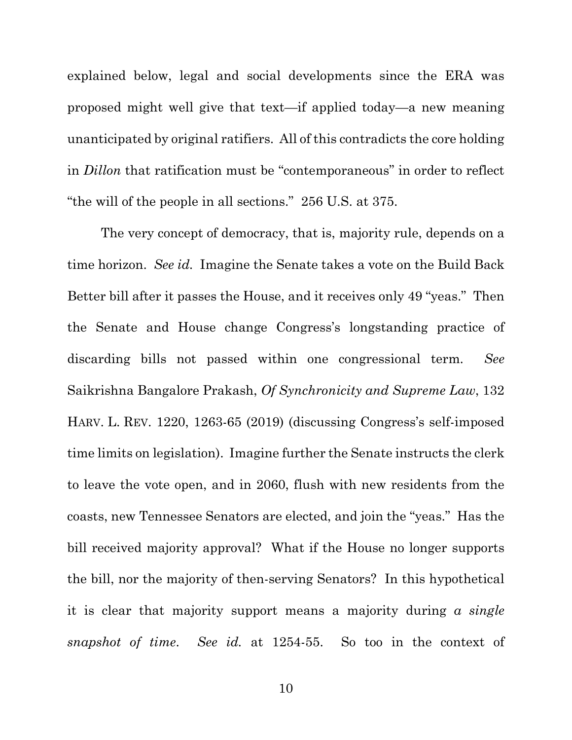explained below, legal and social developments since the ERA was proposed might well give that text—if applied today—a new meaning unanticipated by original ratifiers. All of this contradicts the core holding in *Dillon* that ratification must be "contemporaneous" in order to reflect "the will of the people in all sections." 256 U.S. at 375.

The very concept of democracy, that is, majority rule, depends on a time horizon. *See id.* Imagine the Senate takes a vote on the Build Back Better bill after it passes the House, and it receives only 49 "yeas." Then the Senate and House change Congress's longstanding practice of discarding bills not passed within one congressional term. *See* Saikrishna Bangalore Prakash, *Of Synchronicity and Supreme Law*, 132 HARV. L. REV. 1220, 1263-65 (2019) (discussing Congress's self-imposed time limits on legislation). Imagine further the Senate instructs the clerk to leave the vote open, and in 2060, flush with new residents from the coasts, new Tennessee Senators are elected, and join the "yeas." Has the bill received majority approval? What if the House no longer supports the bill, nor the majority of then-serving Senators? In this hypothetical it is clear that majority support means a majority during *a single snapshot of time*. *See id.* at 1254-55. So too in the context of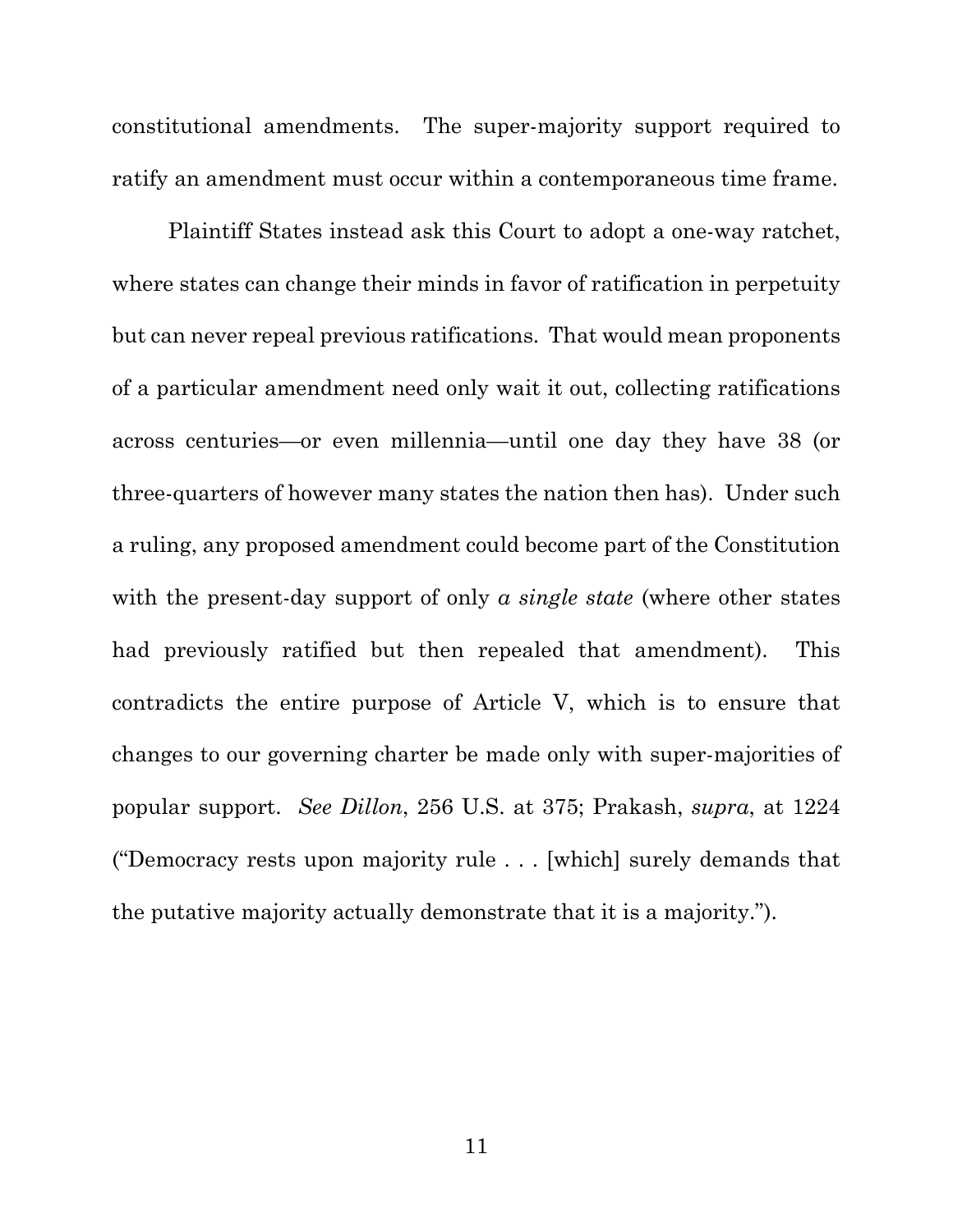constitutional amendments. The super-majority support required to ratify an amendment must occur within a contemporaneous time frame.

Plaintiff States instead ask this Court to adopt a one-way ratchet, where states can change their minds in favor of ratification in perpetuity but can never repeal previous ratifications. That would mean proponents of a particular amendment need only wait it out, collecting ratifications across centuries—or even millennia—until one day they have 38 (or three-quarters of however many states the nation then has). Under such a ruling, any proposed amendment could become part of the Constitution with the present-day support of only *a single state* (where other states had previously ratified but then repealed that amendment). This contradicts the entire purpose of Article V, which is to ensure that changes to our governing charter be made only with super-majorities of popular support. *See Dillon*, 256 U.S. at 375; Prakash, *supra*, at 1224 ("Democracy rests upon majority rule . . . [which] surely demands that the putative majority actually demonstrate that it is a majority.").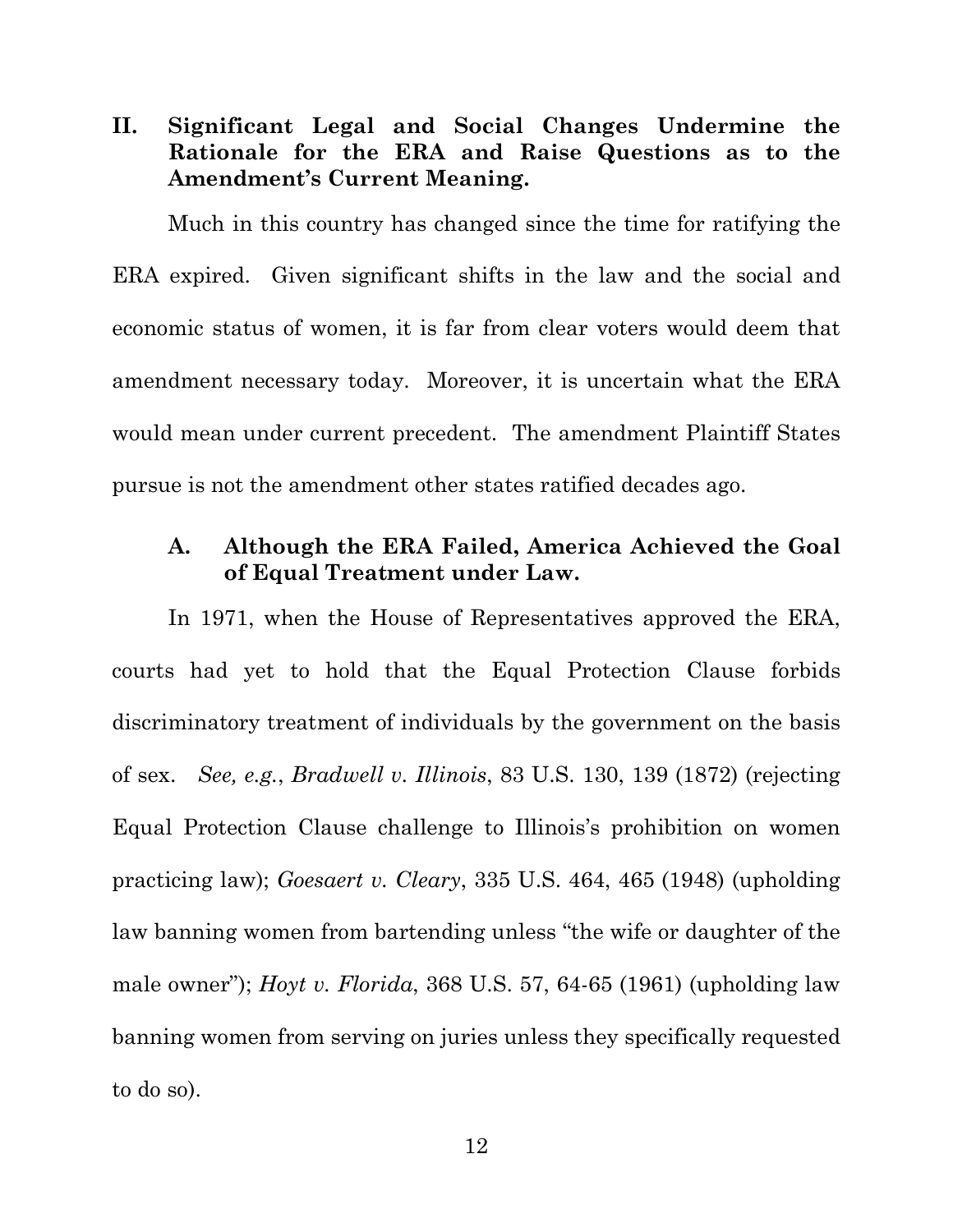## II. Significant Legal and Social Changes Undermine the Rationale for the ERA and Raise Questions as to the Amendment's Current Meaning.

Much in this country has changed since the time for ratifying the ERA expired. Given significant shifts in the law and the social and economic status of women, it is far from clear voters would deem that amendment necessary today. Moreover, it is uncertain what the ERA would mean under current precedent. The amendment Plaintiff States pursue is not the amendment other states ratified decades ago.

### A. Although the ERA Failed, America Achieved the Goal of Equal Treatment under Law.

In 1971, when the House of Representatives approved the ERA, courts had yet to hold that the Equal Protection Clause forbids discriminatory treatment of individuals by the government on the basis of sex. *See, e.g.*, *Bradwell v. Illinois*, 83 U.S. 130, 139 (1872) (rejecting Equal Protection Clause challenge to Illinois's prohibition on women practicing law); *Goesaert v. Cleary*, 335 U.S. 464, 465 (1948) (upholding law banning women from bartending unless "the wife or daughter of the male owner"); *Hoyt v. Florida*, 368 U.S. 57, 64-65 (1961) (upholding law banning women from serving on juries unless they specifically requested to do so).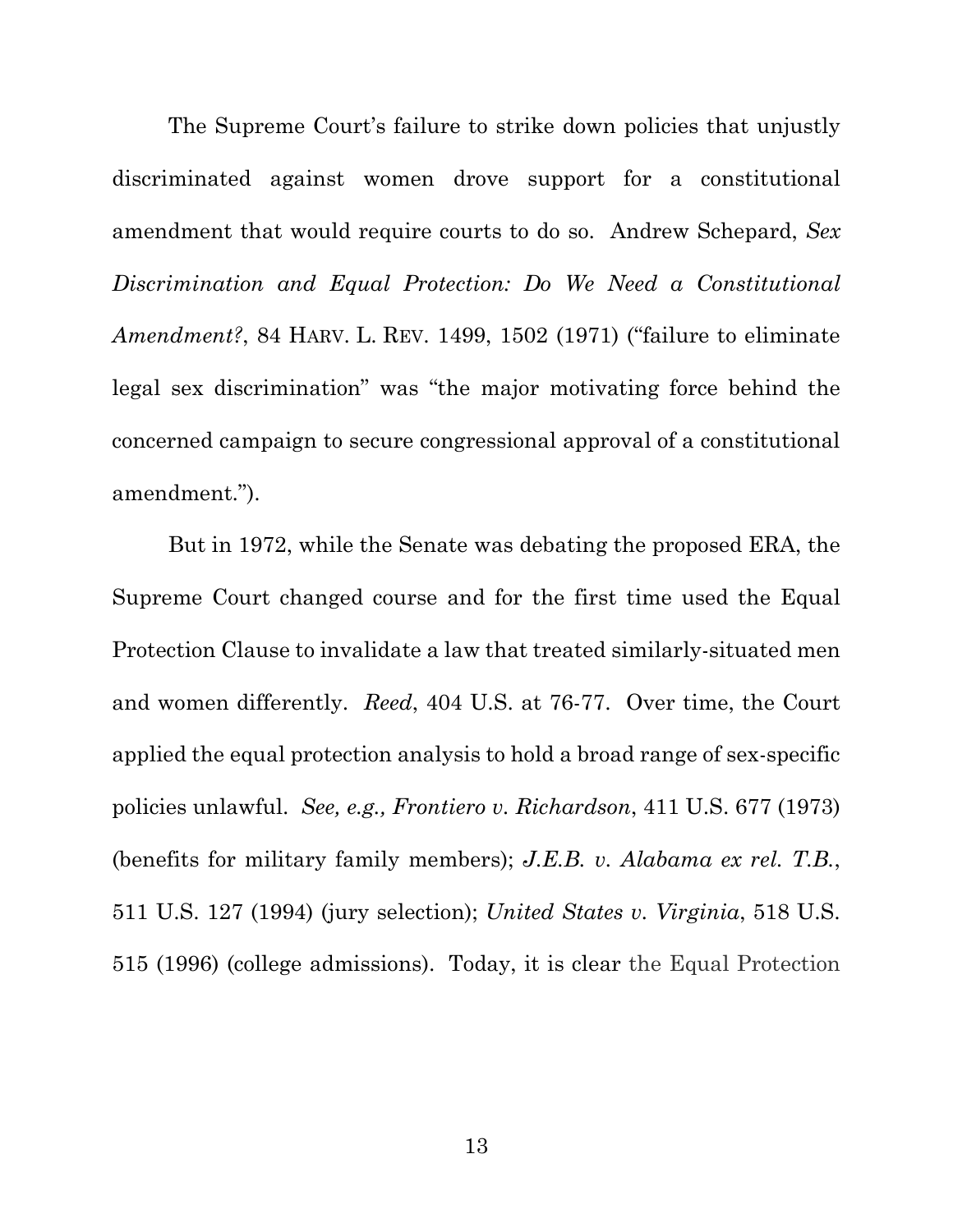The Supreme Court's failure to strike down policies that unjustly discriminated against women drove support for a constitutional amendment that would require courts to do so. Andrew Schepard, *Sex Discrimination and Equal Protection: Do We Need a Constitutional Amendment?*, 84 HARV. L. REV. 1499, 1502 (1971) ("failure to eliminate legal sex discrimination" was "the major motivating force behind the concerned campaign to secure congressional approval of a constitutional amendment.").

But in 1972, while the Senate was debating the proposed ERA, the Supreme Court changed course and for the first time used the Equal Protection Clause to invalidate a law that treated similarly-situated men and women differently. *Reed*, 404 U.S. at 76-77. Over time, the Court applied the equal protection analysis to hold a broad range of sex-specific policies unlawful. *See, e.g., Frontiero v. Richardson*, 411 U.S. 677 (1973) (benefits for military family members); *J.E.B. v. Alabama ex rel. T.B.*, 511 U.S. 127 (1994) (jury selection); *United States v. Virginia*, 518 U.S. 515 (1996) (college admissions). Today, it is clear the Equal Protection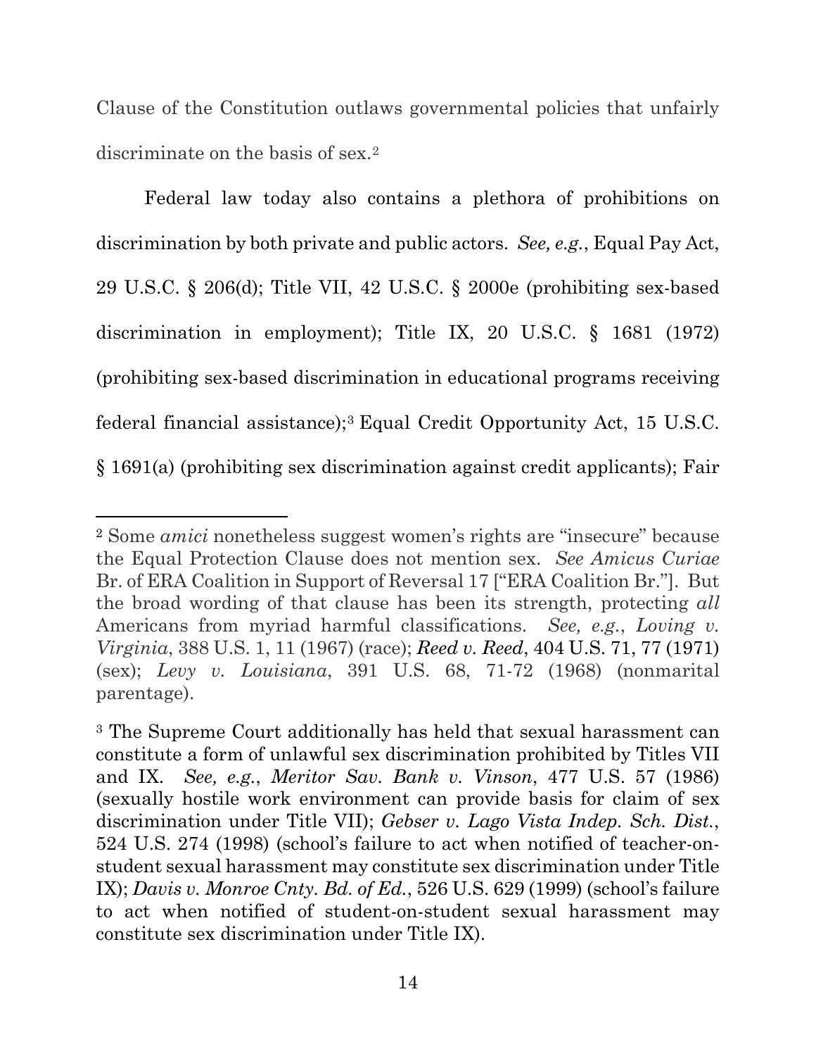Clause of the Constitution outlaws governmental policies that unfairly discriminate on the basis of sex.[2]

Federal law today also contains a plethora of prohibitions on discrimination by both private and public actors. *See, e.g.*, Equal Pay Act, 29 U.S.C. § 206(d); Title VII, 42 U.S.C. § 2000e (prohibiting sex-based discrimination in employment); Title IX, 20 U.S.C. § 1681 (1972) (prohibiting sex-based discrimination in educational programs receiving federal financial assistance);[3] Equal Credit Opportunity Act, 15 U.S.C. § 1691(a) (prohibiting sex discrimination against credit applicants); Fair

---

[2] Some *amici* nonetheless suggest women's rights are "insecure" because the Equal Protection Clause does not mention sex. *See Amicus Curiae* Br. of ERA Coalition in Support of Reversal 17 ["ERA Coalition Br."]. But the broad wording of that clause has been its strength, protecting *all* Americans from myriad harmful classifications. *See, e.g.*, *Loving v. Virginia*, 388 U.S. 1, 11 (1967) (race); ***Reed v. Reed***, 404 U.S. 71, 77 (1971) (sex); *Levy v. Louisiana*, 391 U.S. 68, 71-72 (1968) (nonmarital parentage).

[3] The Supreme Court additionally has held that sexual harassment can constitute a form of unlawful sex discrimination prohibited by Titles VII and IX. *See, e.g.*, *Meritor Sav. Bank v. Vinson*, 477 U.S. 57 (1986) (sexually hostile work environment can provide basis for claim of sex discrimination under Title VII); *Gebser v. Lago Vista Indep. Sch. Dist.*, 524 U.S. 274 (1998) (school's failure to act when notified of teacher-on-student sexual harassment may constitute sex discrimination under Title IX); *Davis v. Monroe Cnty. Bd. of Ed.*, 526 U.S. 629 (1999) (school's failure to act when notified of student-on-student sexual harassment may constitute sex discrimination under Title IX).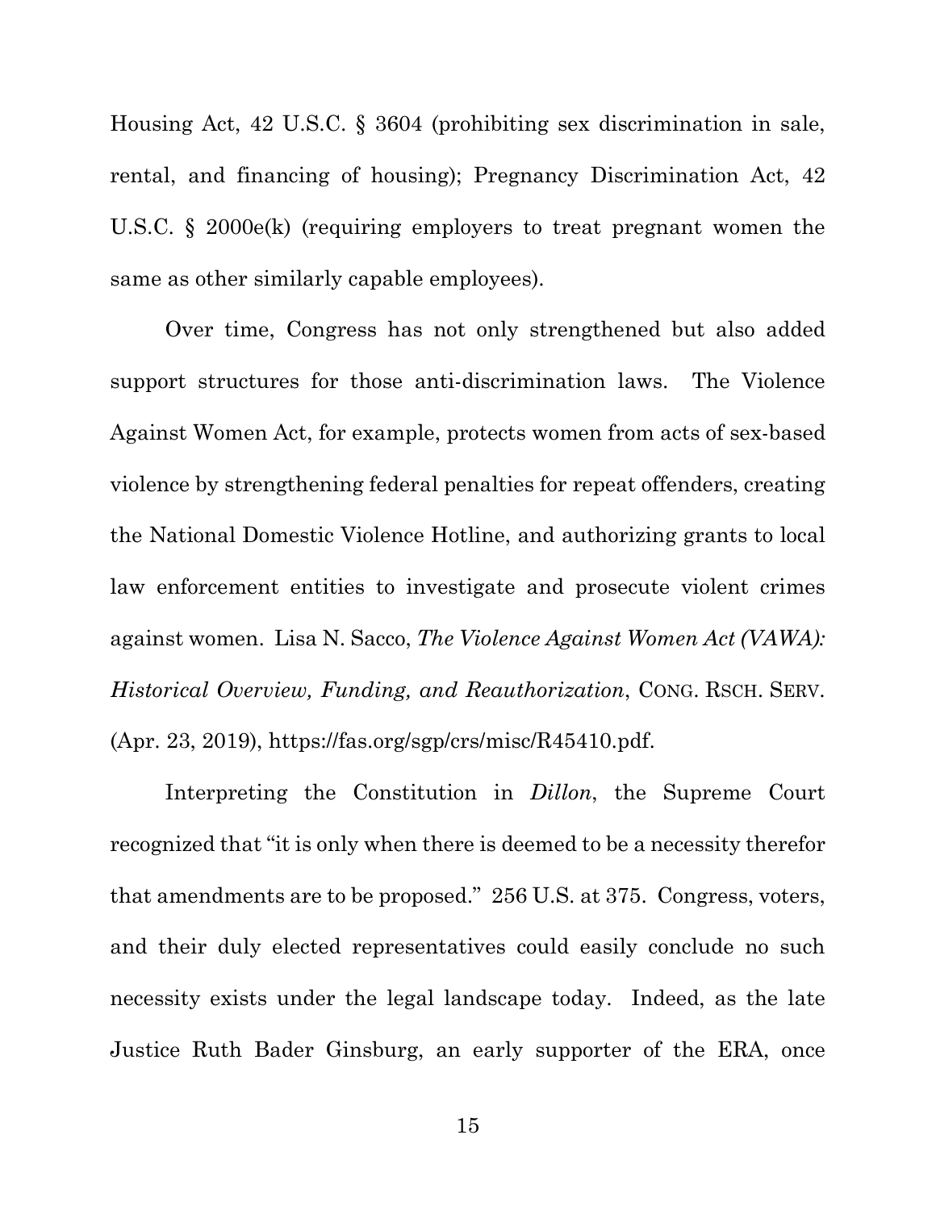Housing Act, 42 U.S.C. § 3604 (prohibiting sex discrimination in sale, rental, and financing of housing); Pregnancy Discrimination Act, 42 U.S.C. § 2000e(k) (requiring employers to treat pregnant women the same as other similarly capable employees).

Over time, Congress has not only strengthened but also added support structures for those anti-discrimination laws. The Violence Against Women Act, for example, protects women from acts of sex-based violence by strengthening federal penalties for repeat offenders, creating the National Domestic Violence Hotline, and authorizing grants to local law enforcement entities to investigate and prosecute violent crimes against women. Lisa N. Sacco, *The Violence Against Women Act (VAWA): Historical Overview, Funding, and Reauthorization*, CONG. RSCH. SERV. (Apr. 23, 2019), https://fas.org/sgp/crs/misc/R45410.pdf.

Interpreting the Constitution in *Dillon*, the Supreme Court recognized that "it is only when there is deemed to be a necessity therefor that amendments are to be proposed." 256 U.S. at 375. Congress, voters, and their duly elected representatives could easily conclude no such necessity exists under the legal landscape today. Indeed, as the late Justice Ruth Bader Ginsburg, an early supporter of the ERA, once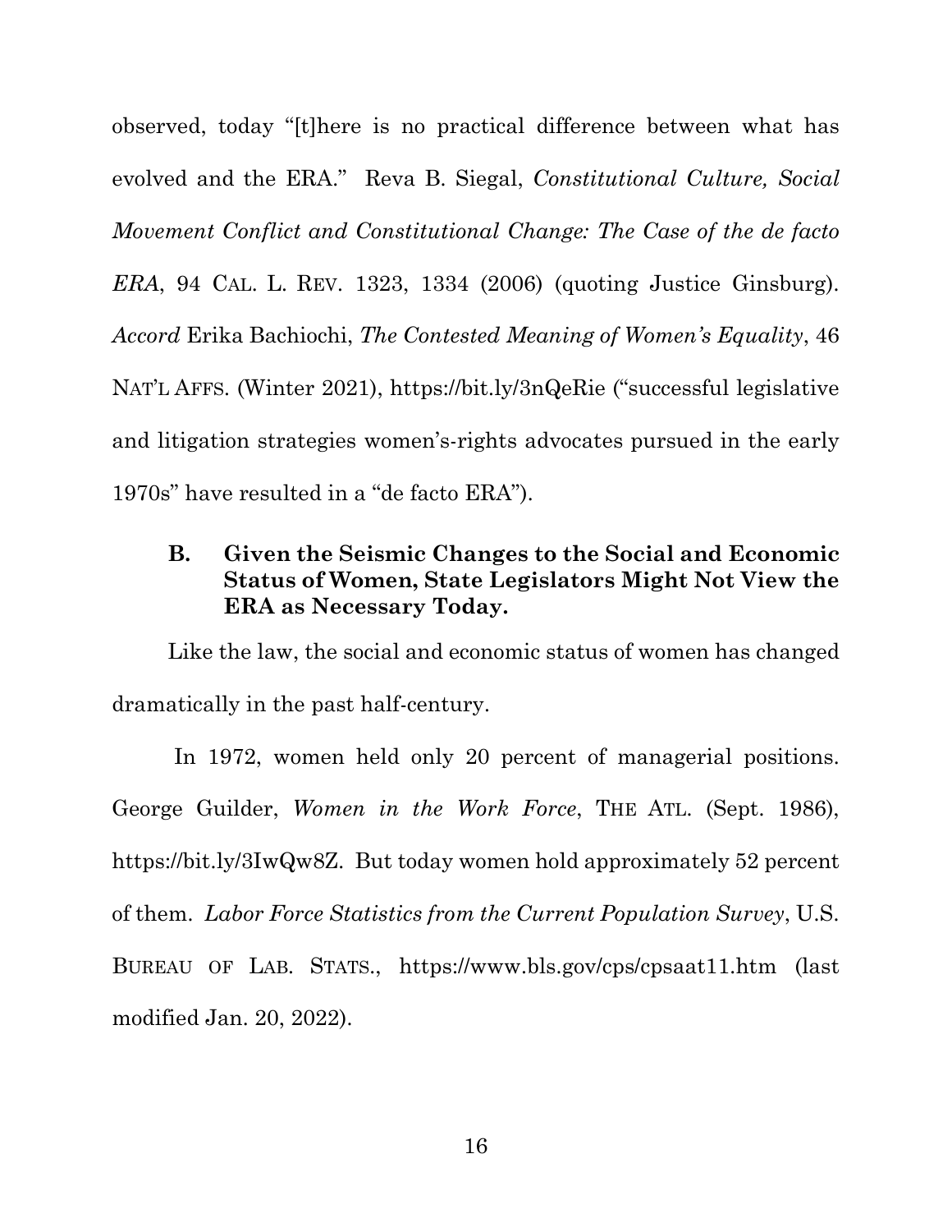observed, today "[t]here is no practical difference between what has evolved and the ERA." Reva B. Siegal, *Constitutional Culture, Social Movement Conflict and Constitutional Change: The Case of the de facto ERA*, 94 CAL. L. REV. 1323, 1334 (2006) (quoting Justice Ginsburg). *Accord* Erika Bachiochi, *The Contested Meaning of Women's Equality*, 46 NAT'L AFFS. (Winter 2021), https://bit.ly/3nQeRie ("successful legislative and litigation strategies women's-rights advocates pursued in the early 1970s" have resulted in a "de facto ERA").

### B. Given the Seismic Changes to the Social and Economic Status of Women, State Legislators Might Not View the ERA as Necessary Today.

Like the law, the social and economic status of women has changed dramatically in the past half-century.

In 1972, women held only 20 percent of managerial positions. George Guilder, *Women in the Work Force*, THE ATL. (Sept. 1986), https://bit.ly/3IwQw8Z. But today women hold approximately 52 percent of them. *Labor Force Statistics from the Current Population Survey*, U.S. BUREAU OF LAB. STATS., https://www.bls.gov/cps/cpsaat11.htm (last modified Jan. 20, 2022).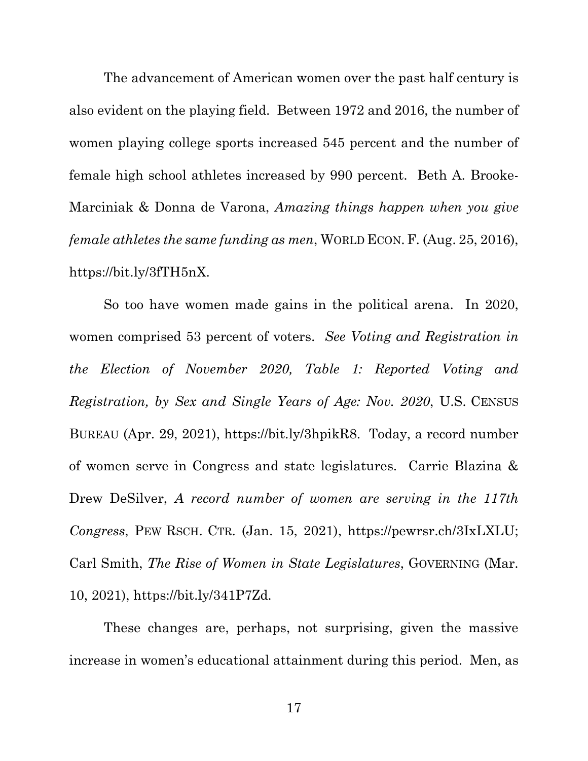The advancement of American women over the past half century is also evident on the playing field. Between 1972 and 2016, the number of women playing college sports increased 545 percent and the number of female high school athletes increased by 990 percent. Beth A. Brooke-Marciniak & Donna de Varona, *Amazing things happen when you give female athletes the same funding as men*, WORLD ECON. F. (Aug. 25, 2016), https://bit.ly/3fTH5nX.

So too have women made gains in the political arena. In 2020, women comprised 53 percent of voters. *See Voting and Registration in the Election of November 2020, Table 1: Reported Voting and Registration, by Sex and Single Years of Age: Nov. 2020*, U.S. CENSUS BUREAU (Apr. 29, 2021), https://bit.ly/3hpikR8. Today, a record number of women serve in Congress and state legislatures. Carrie Blazina & Drew DeSilver, *A record number of women are serving in the 117th Congress*, PEW RSCH. CTR. (Jan. 15, 2021), https://pewrsr.ch/3IxLXLU; Carl Smith, *The Rise of Women in State Legislatures*, GOVERNING (Mar. 10, 2021), https://bit.ly/341P7Zd.

These changes are, perhaps, not surprising, given the massive increase in women's educational attainment during this period. Men, as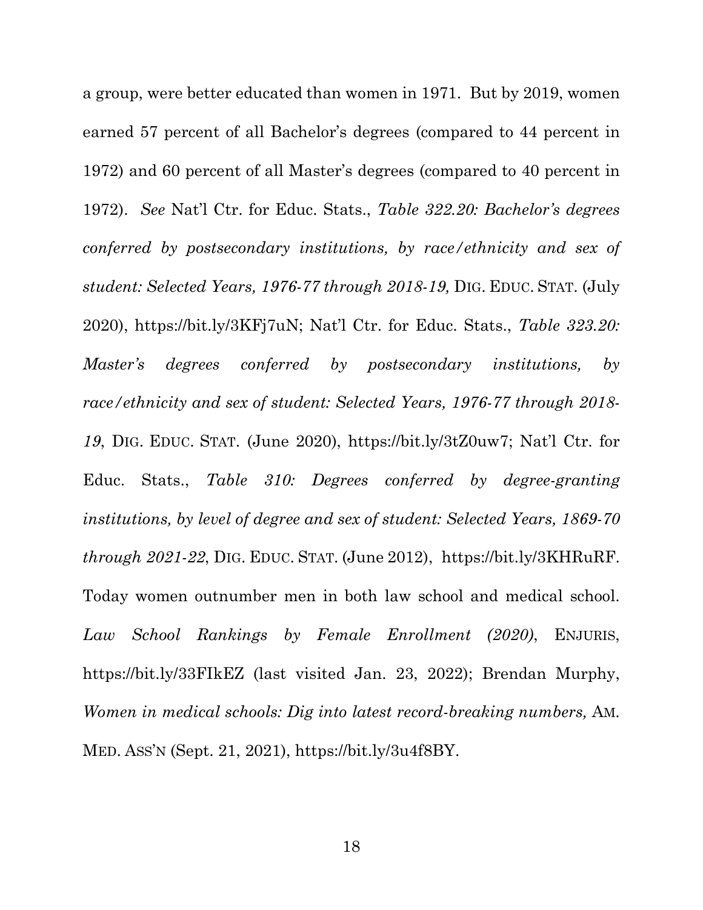a group, were better educated than women in 1971. But by 2019, women earned 57 percent of all Bachelor's degrees (compared to 44 percent in 1972) and 60 percent of all Master's degrees (compared to 40 percent in 1972). *See* Nat'l Ctr. for Educ. Stats., *Table 322.20: Bachelor's degrees conferred by postsecondary institutions, by race/ethnicity and sex of student: Selected Years, 1976-77 through 2018-19,* DIG. EDUC. STAT. (July 2020), https://bit.ly/3KFj7uN; Nat'l Ctr. for Educ. Stats., *Table 323.20: Master's degrees conferred by postsecondary institutions, by race/ethnicity and sex of student: Selected Years, 1976-77 through 2018-19*, DIG. EDUC. STAT. (June 2020), https://bit.ly/3tZ0uw7; Nat'l Ctr. for Educ. Stats., *Table 310: Degrees conferred by degree-granting institutions, by level of degree and sex of student: Selected Years, 1869-70 through 2021-22*, DIG. EDUC. STAT. (June 2012), https://bit.ly/3KHRuRF. Today women outnumber men in both law school and medical school. *Law School Rankings by Female Enrollment (2020)*, ENJURIS, https://bit.ly/33FIkEZ (last visited Jan. 23, 2022); Brendan Murphy, *Women in medical schools: Dig into latest record-breaking numbers,* AM. MED. ASS'N (Sept. 21, 2021), https://bit.ly/3u4f8BY.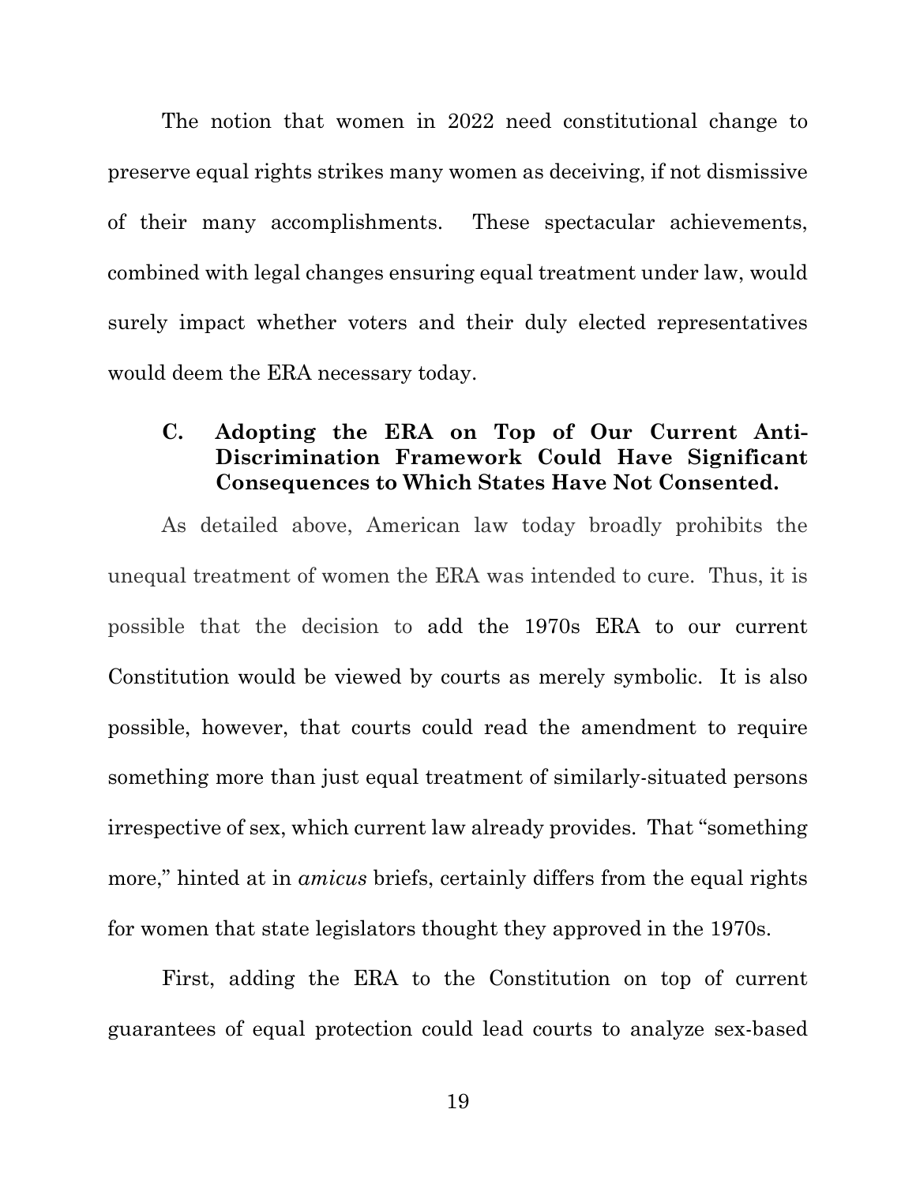The notion that women in 2022 need constitutional change to preserve equal rights strikes many women as deceiving, if not dismissive of their many accomplishments. These spectacular achievements, combined with legal changes ensuring equal treatment under law, would surely impact whether voters and their duly elected representatives would deem the ERA necessary today.

### C. Adopting the ERA on Top of Our Current Anti-Discrimination Framework Could Have Significant Consequences to Which States Have Not Consented.

As detailed above, American law today broadly prohibits the unequal treatment of women the ERA was intended to cure. Thus, it is possible that the decision to add the 1970s ERA to our current Constitution would be viewed by courts as merely symbolic. It is also possible, however, that courts could read the amendment to require something more than just equal treatment of similarly-situated persons irrespective of sex, which current law already provides. That "something more," hinted at in *amicus* briefs, certainly differs from the equal rights for women that state legislators thought they approved in the 1970s.

First, adding the ERA to the Constitution on top of current guarantees of equal protection could lead courts to analyze sex-based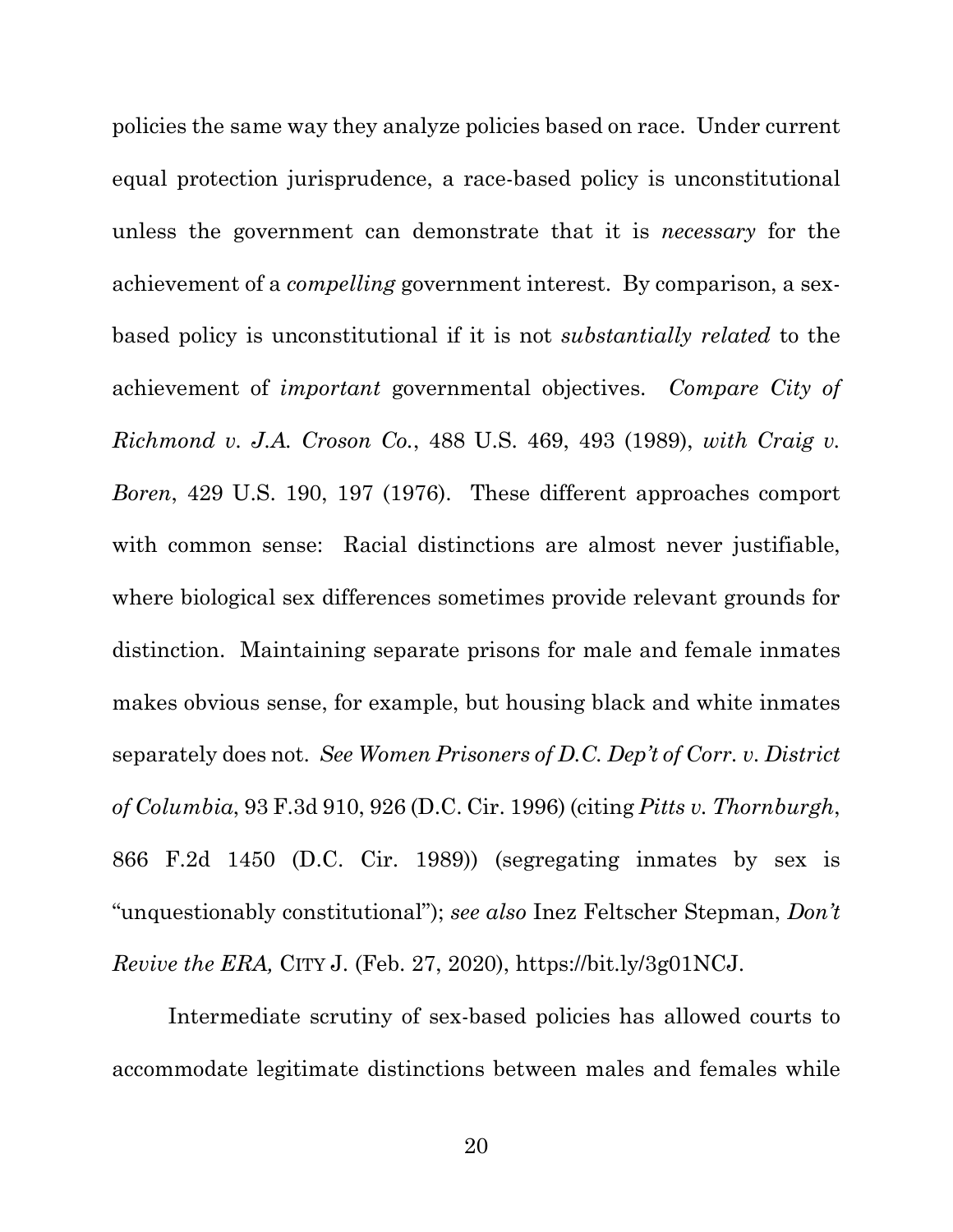policies the same way they analyze policies based on race. Under current equal protection jurisprudence, a race-based policy is unconstitutional unless the government can demonstrate that it is *necessary* for the achievement of a *compelling* government interest. By comparison, a sex-based policy is unconstitutional if it is not *substantially related* to the achievement of *important* governmental objectives. *Compare City of Richmond v. J.A. Croson Co.*, 488 U.S. 469, 493 (1989), *with Craig v. Boren*, 429 U.S. 190, 197 (1976). These different approaches comport with common sense: Racial distinctions are almost never justifiable, where biological sex differences sometimes provide relevant grounds for distinction. Maintaining separate prisons for male and female inmates makes obvious sense, for example, but housing black and white inmates separately does not. *See Women Prisoners of D.C. Dep't of Corr. v. District of Columbia*, 93 F.3d 910, 926 (D.C. Cir. 1996) (citing *Pitts v. Thornburgh*, 866 F.2d 1450 (D.C. Cir. 1989)) (segregating inmates by sex is "unquestionably constitutional"); *see also* Inez Feltscher Stepman, *Don't Revive the ERA,* CITY J. (Feb. 27, 2020), https://bit.ly/3g01NCJ.

Intermediate scrutiny of sex-based policies has allowed courts to accommodate legitimate distinctions between males and females while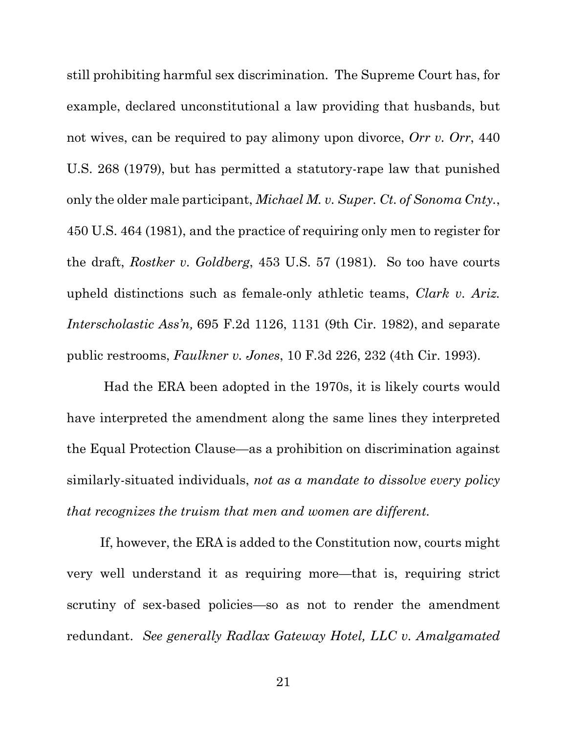still prohibiting harmful sex discrimination. The Supreme Court has, for example, declared unconstitutional a law providing that husbands, but not wives, can be required to pay alimony upon divorce, *Orr v. Orr*, 440 U.S. 268 (1979), but has permitted a statutory-rape law that punished only the older male participant, *Michael M. v. Super. Ct. of Sonoma Cnty.*, 450 U.S. 464 (1981), and the practice of requiring only men to register for the draft, *Rostker v. Goldberg*, 453 U.S. 57 (1981). So too have courts upheld distinctions such as female-only athletic teams, *Clark v. Ariz. Interscholastic Ass'n,* 695 F.2d 1126, 1131 (9th Cir. 1982), and separate public restrooms, *Faulkner v. Jones*, 10 F.3d 226, 232 (4th Cir. 1993).

Had the ERA been adopted in the 1970s, it is likely courts would have interpreted the amendment along the same lines they interpreted the Equal Protection Clause—as a prohibition on discrimination against similarly-situated individuals, *not as a mandate to dissolve every policy that recognizes the truism that men and women are different.*

If, however, the ERA is added to the Constitution now, courts might very well understand it as requiring more—that is, requiring strict scrutiny of sex-based policies—so as not to render the amendment redundant. *See generally Radlax Gateway Hotel, LLC v. Amalgamated*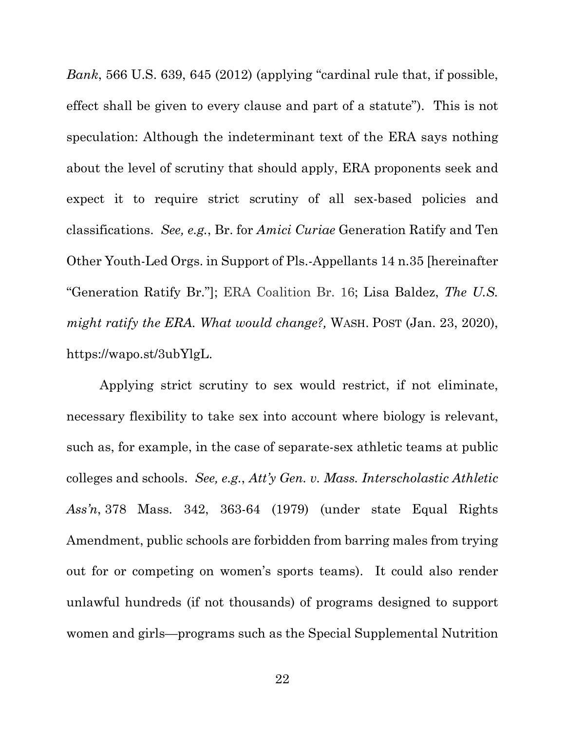*Bank*, 566 U.S. 639, 645 (2012) (applying "cardinal rule that, if possible, effect shall be given to every clause and part of a statute"). This is not speculation: Although the indeterminant text of the ERA says nothing about the level of scrutiny that should apply, ERA proponents seek and expect it to require strict scrutiny of all sex-based policies and classifications. *See, e.g.*, Br. for *Amici Curiae* Generation Ratify and Ten Other Youth-Led Orgs. in Support of Pls.-Appellants 14 n.35 [hereinafter "Generation Ratify Br."]; ERA Coalition Br. 16; Lisa Baldez, *The U.S. might ratify the ERA. What would change?,* WASH. POST (Jan. 23, 2020), https://wapo.st/3ubYlgL.

Applying strict scrutiny to sex would restrict, if not eliminate, necessary flexibility to take sex into account where biology is relevant, such as, for example, in the case of separate-sex athletic teams at public colleges and schools. *See, e.g.*, *Att'y Gen. v. Mass. Interscholastic Athletic Ass'n*, 378 Mass. 342, 363-64 (1979) (under state Equal Rights Amendment, public schools are forbidden from barring males from trying out for or competing on women's sports teams). It could also render unlawful hundreds (if not thousands) of programs designed to support women and girls—programs such as the Special Supplemental Nutrition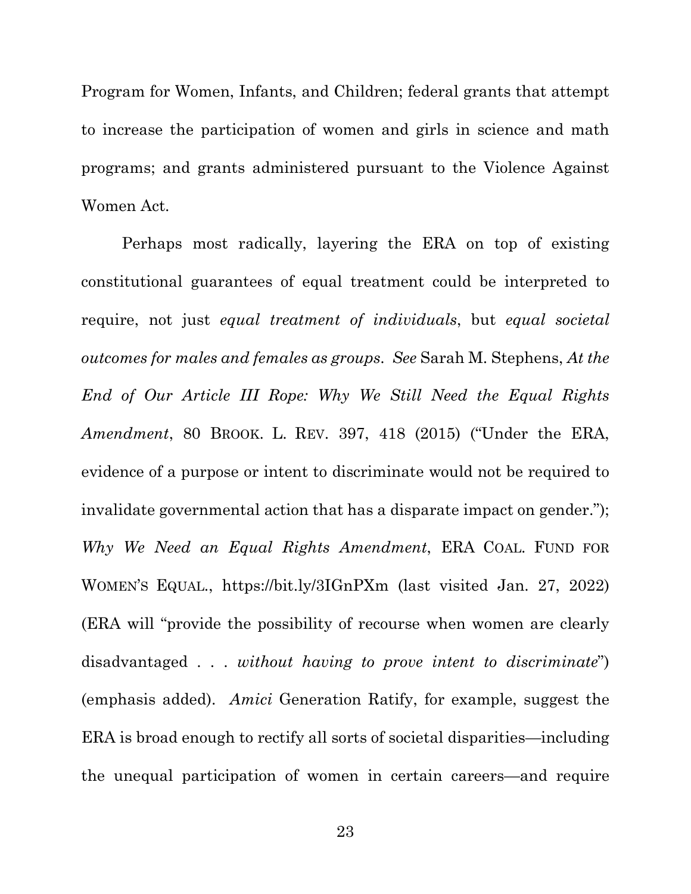Program for Women, Infants, and Children; federal grants that attempt to increase the participation of women and girls in science and math programs; and grants administered pursuant to the Violence Against Women Act.

Perhaps most radically, layering the ERA on top of existing constitutional guarantees of equal treatment could be interpreted to require, not just *equal treatment of individuals*, but *equal societal outcomes for males and females as groups*. *See* Sarah M. Stephens, *At the End of Our Article III Rope: Why We Still Need the Equal Rights Amendment*, 80 BROOK. L. REV. 397, 418 (2015) ("Under the ERA, evidence of a purpose or intent to discriminate would not be required to invalidate governmental action that has a disparate impact on gender."); *Why We Need an Equal Rights Amendment*, ERA COAL. FUND FOR WOMEN'S EQUAL., https://bit.ly/3IGnPXm (last visited Jan. 27, 2022) (ERA will "provide the possibility of recourse when women are clearly disadvantaged . . . *without having to prove intent to discriminate*") (emphasis added). *Amici* Generation Ratify, for example, suggest the ERA is broad enough to rectify all sorts of societal disparities—including the unequal participation of women in certain careers—and require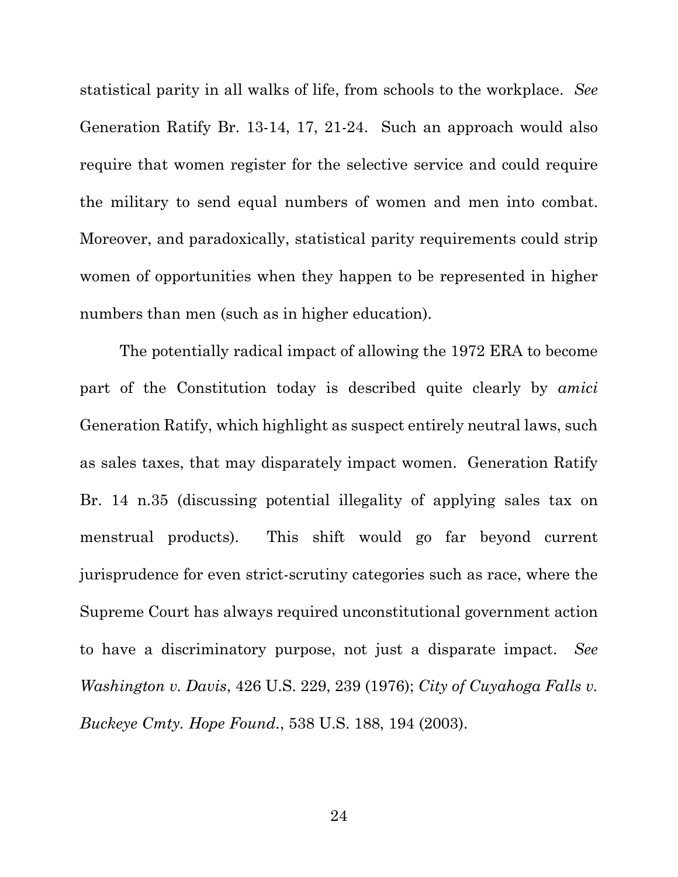statistical parity in all walks of life, from schools to the workplace. *See* Generation Ratify Br. 13-14, 17, 21-24. Such an approach would also require that women register for the selective service and could require the military to send equal numbers of women and men into combat. Moreover, and paradoxically, statistical parity requirements could strip women of opportunities when they happen to be represented in higher numbers than men (such as in higher education).

The potentially radical impact of allowing the 1972 ERA to become part of the Constitution today is described quite clearly by *amici* Generation Ratify, which highlight as suspect entirely neutral laws, such as sales taxes, that may disparately impact women. Generation Ratify Br. 14 n.35 (discussing potential illegality of applying sales tax on menstrual products). This shift would go far beyond current jurisprudence for even strict-scrutiny categories such as race, where the Supreme Court has always required unconstitutional government action to have a discriminatory purpose, not just a disparate impact. *See Washington v. Davis*, 426 U.S. 229, 239 (1976); *City of Cuyahoga Falls v. Buckeye Cmty. Hope Found.*, 538 U.S. 188, 194 (2003).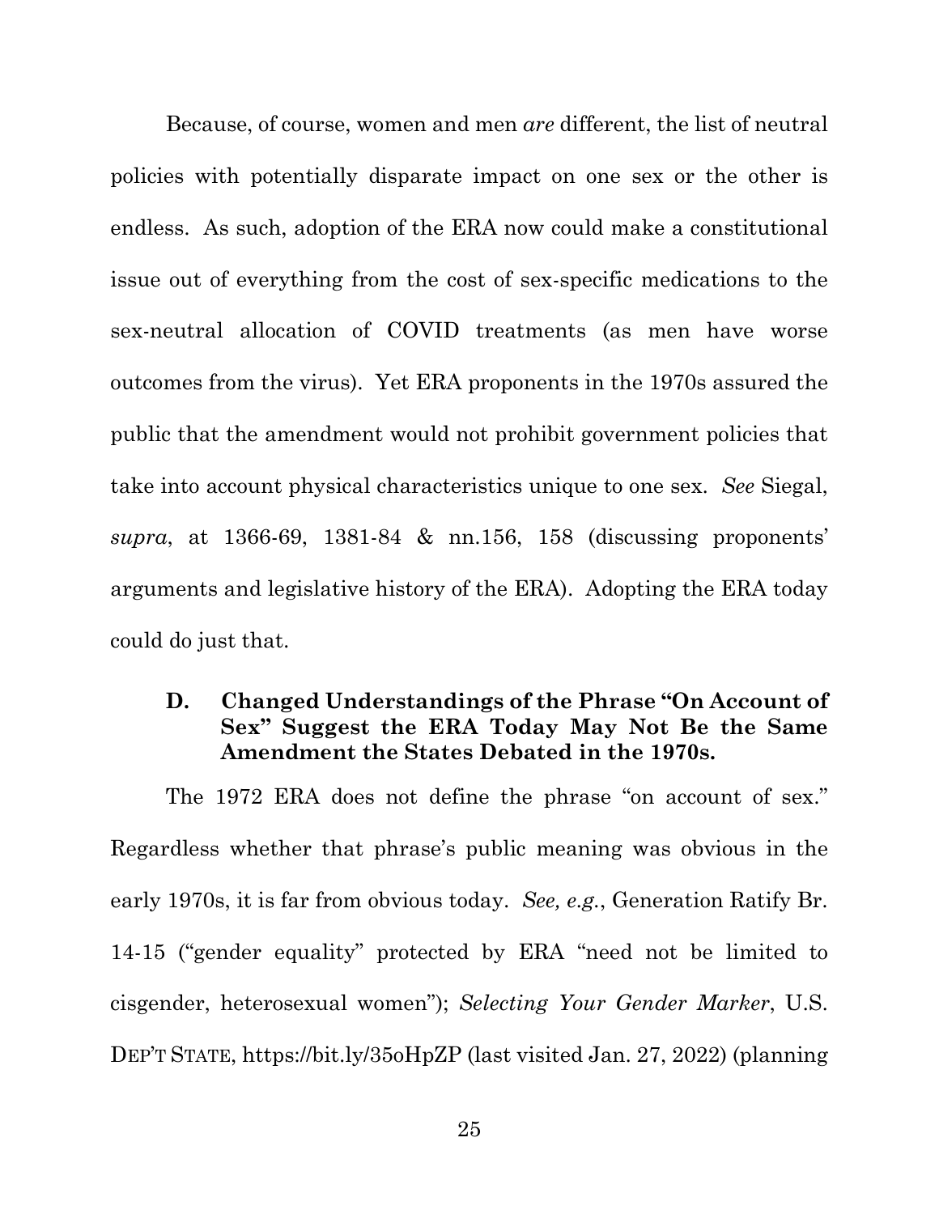Because, of course, women and men *are* different, the list of neutral policies with potentially disparate impact on one sex or the other is endless. As such, adoption of the ERA now could make a constitutional issue out of everything from the cost of sex-specific medications to the sex-neutral allocation of COVID treatments (as men have worse outcomes from the virus). Yet ERA proponents in the 1970s assured the public that the amendment would not prohibit government policies that take into account physical characteristics unique to one sex. *See* Siegal, *supra*, at 1366-69, 1381-84 & nn.156, 158 (discussing proponents' arguments and legislative history of the ERA). Adopting the ERA today could do just that.

### D. Changed Understandings of the Phrase "On Account of Sex" Suggest the ERA Today May Not Be the Same Amendment the States Debated in the 1970s.

The 1972 ERA does not define the phrase "on account of sex." Regardless whether that phrase's public meaning was obvious in the early 1970s, it is far from obvious today. *See, e.g.*, Generation Ratify Br. 14-15 ("gender equality" protected by ERA "need not be limited to cisgender, heterosexual women"); *Selecting Your Gender Marker*, U.S. DEP'T STATE, https://bit.ly/35oHpZP (last visited Jan. 27, 2022) (planning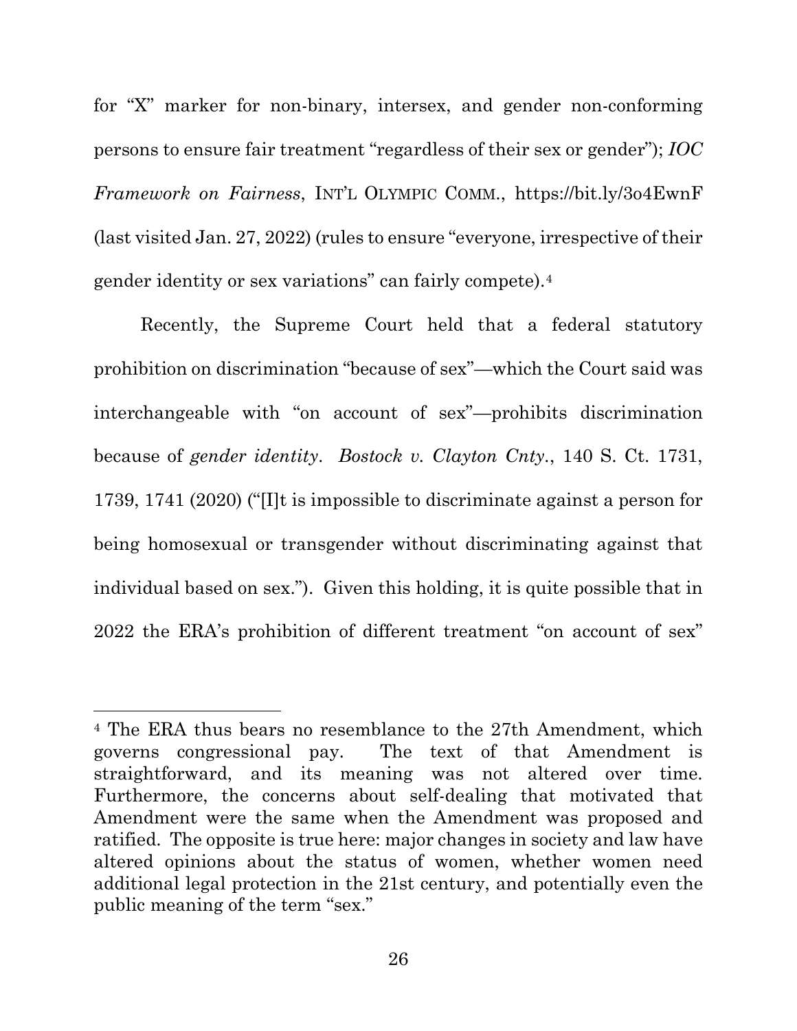for "X" marker for non-binary, intersex, and gender non-conforming persons to ensure fair treatment "regardless of their sex or gender"); *IOC Framework on Fairness*, INT'L OLYMPIC COMM., https://bit.ly/3o4EwnF (last visited Jan. 27, 2022) (rules to ensure "everyone, irrespective of their gender identity or sex variations" can fairly compete).[4]

Recently, the Supreme Court held that a federal statutory prohibition on discrimination "because of sex"—which the Court said was interchangeable with "on account of sex"—prohibits discrimination because of *gender identity*. *Bostock v. Clayton Cnty.*, 140 S. Ct. 1731, 1739, 1741 (2020) ("[I]t is impossible to discriminate against a person for being homosexual or transgender without discriminating against that individual based on sex."). Given this holding, it is quite possible that in 2022 the ERA's prohibition of different treatment "on account of sex"

---

[4] The ERA thus bears no resemblance to the 27th Amendment, which governs congressional pay. The text of that Amendment is straightforward, and its meaning was not altered over time. Furthermore, the concerns about self-dealing that motivated that Amendment were the same when the Amendment was proposed and ratified. The opposite is true here: major changes in society and law have altered opinions about the status of women, whether women need additional legal protection in the 21st century, and potentially even the public meaning of the term "sex."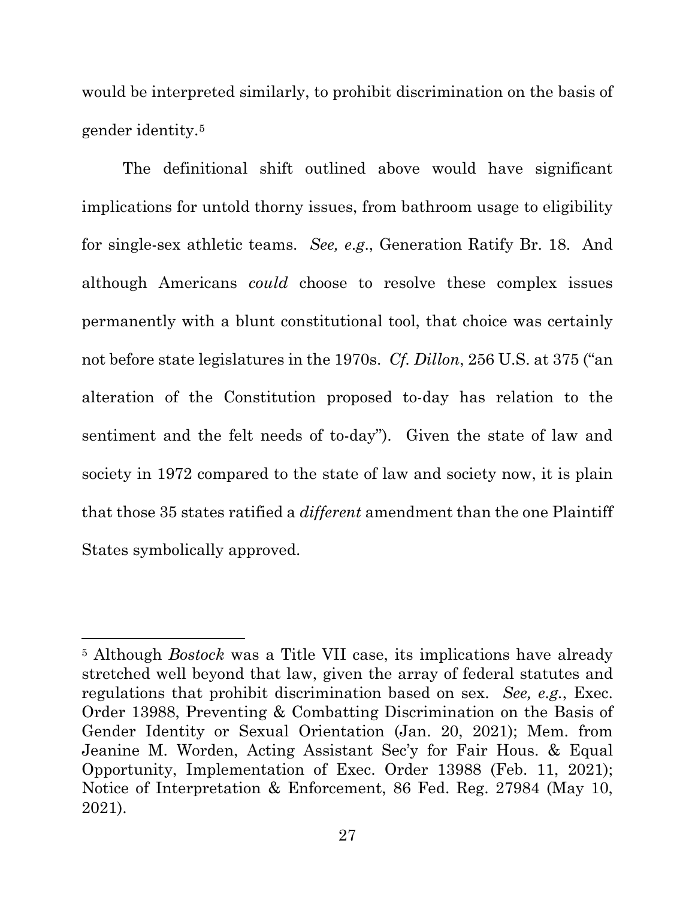would be interpreted similarly, to prohibit discrimination on the basis of gender identity.[5]

The definitional shift outlined above would have significant implications for untold thorny issues, from bathroom usage to eligibility for single-sex athletic teams. *See, e.g.*, Generation Ratify Br. 18. And although Americans *could* choose to resolve these complex issues permanently with a blunt constitutional tool, that choice was certainly not before state legislatures in the 1970s. *Cf. Dillon*, 256 U.S. at 375 ("an alteration of the Constitution proposed to-day has relation to the sentiment and the felt needs of to-day"). Given the state of law and society in 1972 compared to the state of law and society now, it is plain that those 35 states ratified a *different* amendment than the one Plaintiff States symbolically approved.

---

[5] Although *Bostock* was a Title VII case, its implications have already stretched well beyond that law, given the array of federal statutes and regulations that prohibit discrimination based on sex. *See, e.g.*, Exec. Order 13988, Preventing & Combatting Discrimination on the Basis of Gender Identity or Sexual Orientation (Jan. 20, 2021); Mem. from Jeanine M. Worden, Acting Assistant Sec'y for Fair Hous. & Equal Opportunity, Implementation of Exec. Order 13988 (Feb. 11, 2021); Notice of Interpretation & Enforcement, 86 Fed. Reg. 27984 (May 10, 2021).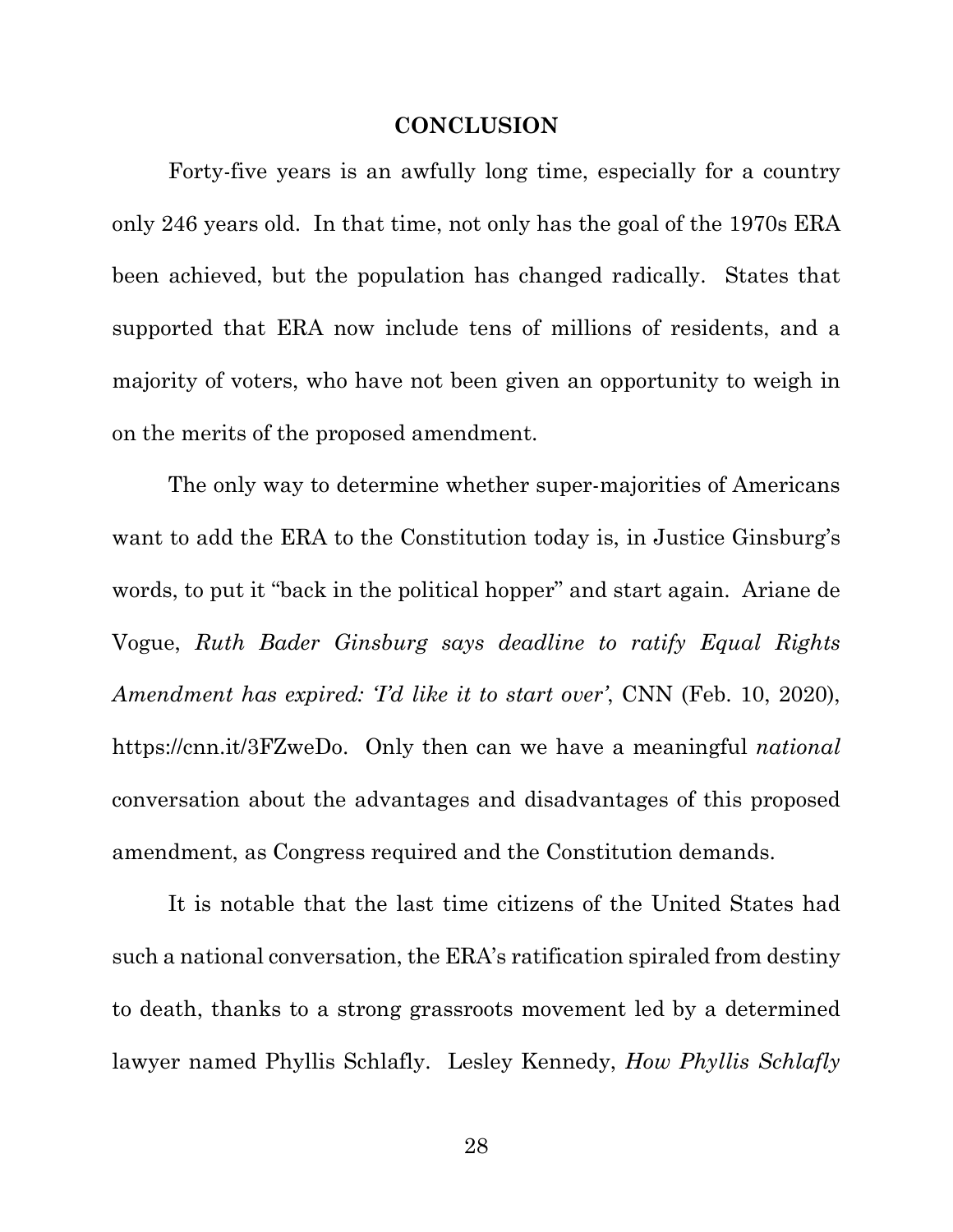## CONCLUSION

Forty-five years is an awfully long time, especially for a country only 246 years old. In that time, not only has the goal of the 1970s ERA been achieved, but the population has changed radically. States that supported that ERA now include tens of millions of residents, and a majority of voters, who have not been given an opportunity to weigh in on the merits of the proposed amendment.

The only way to determine whether super-majorities of Americans want to add the ERA to the Constitution today is, in Justice Ginsburg's words, to put it "back in the political hopper" and start again. Ariane de Vogue, *Ruth Bader Ginsburg says deadline to ratify Equal Rights Amendment has expired: 'I'd like it to start over'*, CNN (Feb. 10, 2020), https://cnn.it/3FZweDo. Only then can we have a meaningful *national* conversation about the advantages and disadvantages of this proposed amendment, as Congress required and the Constitution demands.

It is notable that the last time citizens of the United States had such a national conversation, the ERA's ratification spiraled from destiny to death, thanks to a strong grassroots movement led by a determined lawyer named Phyllis Schlafly. Lesley Kennedy, *How Phyllis Schlafly*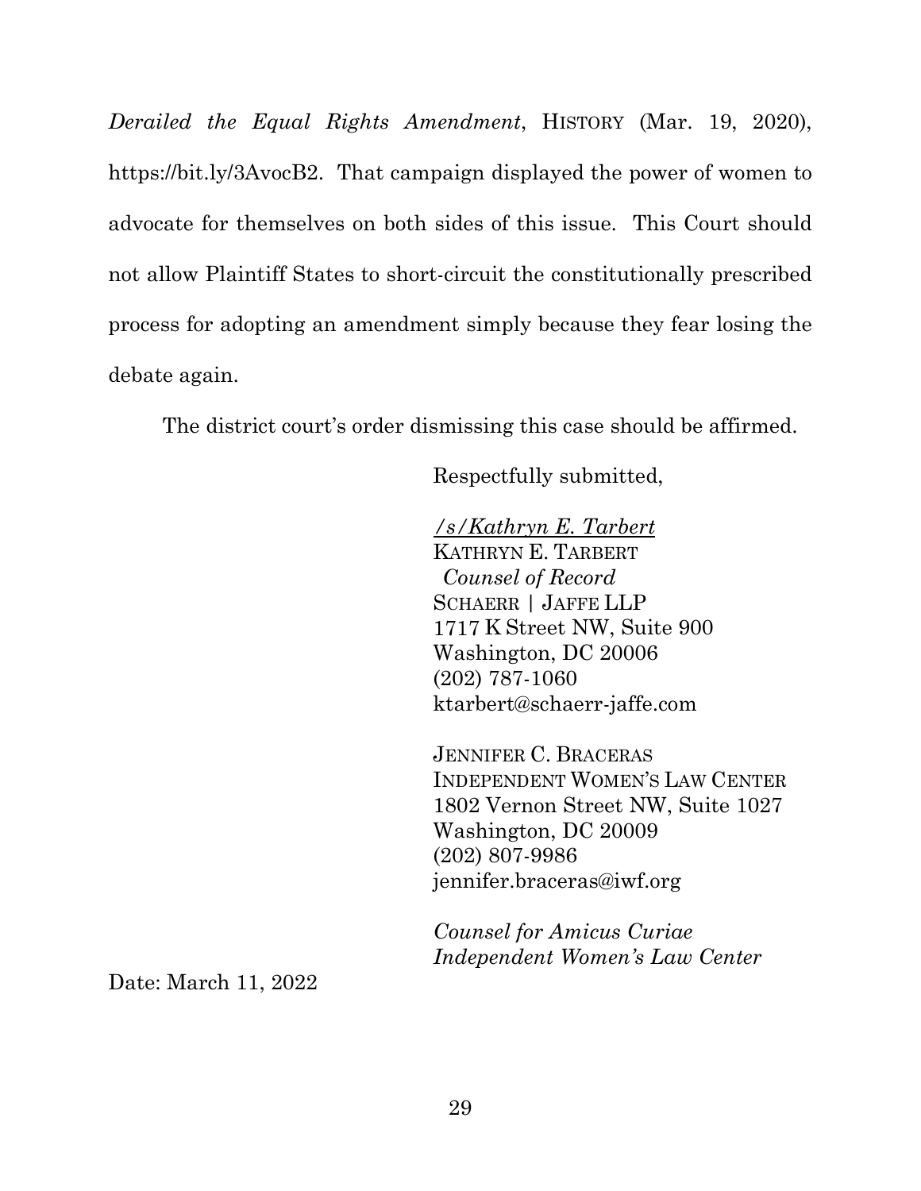*Derailed the Equal Rights Amendment*, HISTORY (Mar. 19, 2020), https://bit.ly/3AvocB2. That campaign displayed the power of women to advocate for themselves on both sides of this issue. This Court should not allow Plaintiff States to short-circuit the constitutionally prescribed process for adopting an amendment simply because they fear losing the debate again.

The district court's order dismissing this case should be affirmed.

Respectfully submitted,

*/s/Kathryn E. Tarbert*
KATHRYN E. TARBERT
*Counsel of Record*
SCHAERR | JAFFE LLP
1717 K Street NW, Suite 900
Washington, DC 20006
(202) 787-1060
ktarbert@schaerr-jaffe.com

JENNIFER C. BRACERAS
INDEPENDENT WOMEN'S LAW CENTER
1802 Vernon Street NW, Suite 1027
Washington, DC 20009
(202) 807-9986
jennifer.braceras@iwf.org

*Counsel for Amicus Curiae*
*Independent Women's Law Center*

Date: March 11, 2022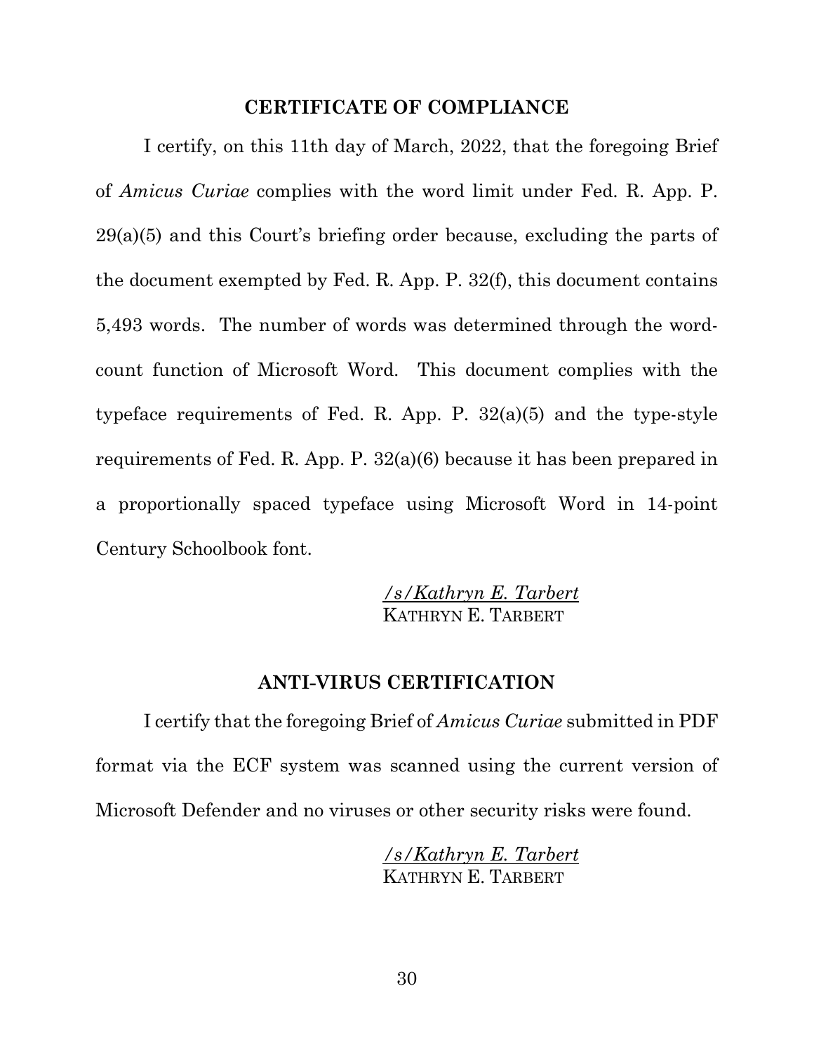## CERTIFICATE OF COMPLIANCE

I certify, on this 11th day of March, 2022, that the foregoing Brief of *Amicus Curiae* complies with the word limit under Fed. R. App. P. 29(a)(5) and this Court's briefing order because, excluding the parts of the document exempted by Fed. R. App. P. 32(f), this document contains 5,493 words. The number of words was determined through the word-count function of Microsoft Word. This document complies with the typeface requirements of Fed. R. App. P. 32(a)(5) and the type-style requirements of Fed. R. App. P. 32(a)(6) because it has been prepared in a proportionally spaced typeface using Microsoft Word in 14-point Century Schoolbook font.

*/s/Kathryn E. Tarbert*
KATHRYN E. TARBERT

## ANTI-VIRUS CERTIFICATION

I certify that the foregoing Brief of *Amicus Curiae* submitted in PDF format via the ECF system was scanned using the current version of Microsoft Defender and no viruses or other security risks were found.

*/s/Kathryn E. Tarbert*
KATHRYN E. TARBERT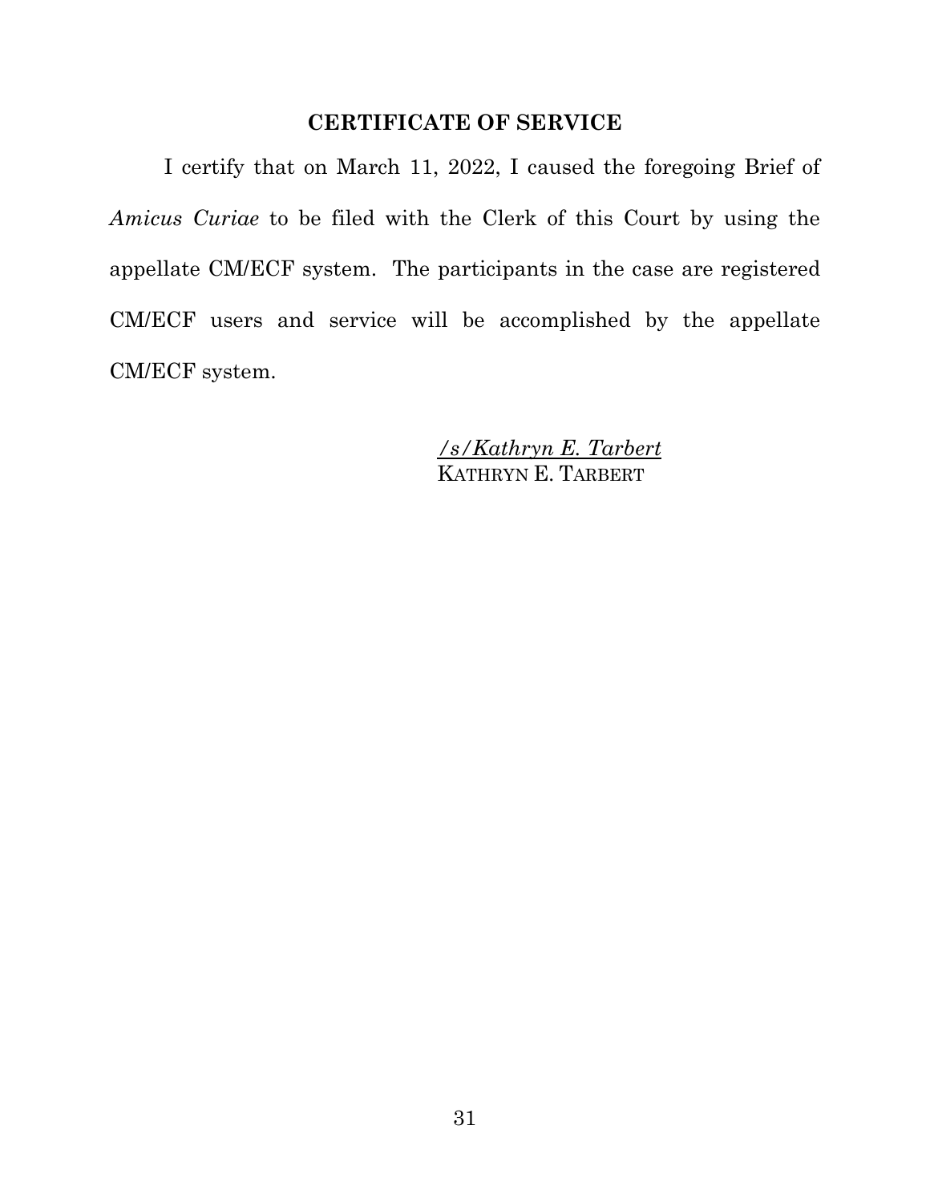## CERTIFICATE OF SERVICE

I certify that on March 11, 2022, I caused the foregoing Brief of *Amicus Curiae* to be filed with the Clerk of this Court by using the appellate CM/ECF system. The participants in the case are registered CM/ECF users and service will be accomplished by the appellate CM/ECF system.

*/s/Kathryn E. Tarbert*
KATHRYN E. TARBERT